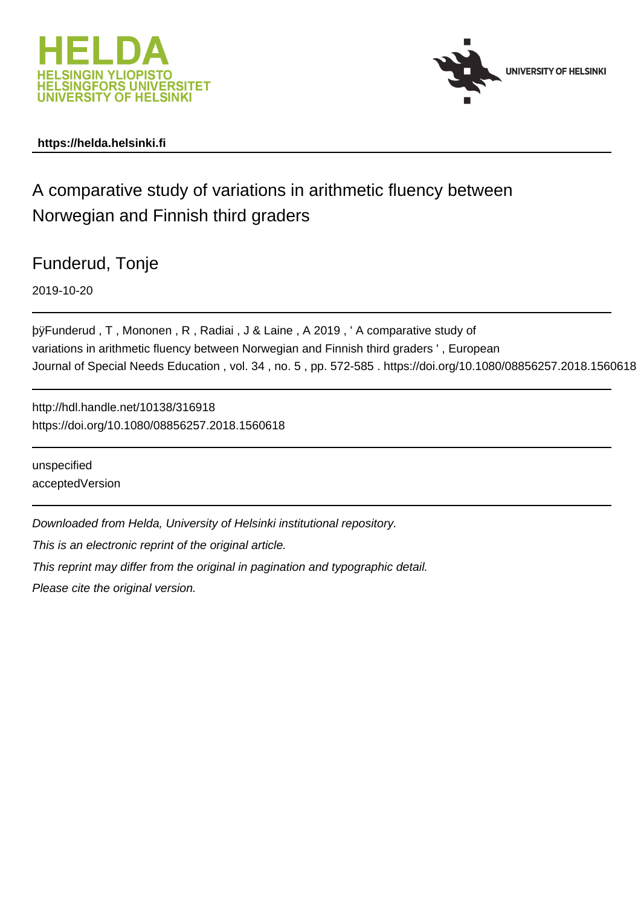HELDA
HELSINGIN YLIOPISTO
HELSINGFORS UNIVERSITET
UNIVERSITY OF HELSINKI

UNIVERSITY OF HELSINKI

**https://helda.helsinki.fi**

# A comparative study of variations in arithmetic fluency between Norwegian and Finnish third graders

## Funderud, Tonje

2019-10-20

þÿFunderud , T , Mononen , R , Radiai , J & Laine , A 2019 , ' A comparative study of variations in arithmetic fluency between Norwegian and Finnish third graders ' , European Journal of Special Needs Education , vol. 34 , no. 5 , pp. 572-585 . https://doi.org/10.1080/08856257.2018.1560618

http://hdl.handle.net/10138/316918
https://doi.org/10.1080/08856257.2018.1560618

unspecified
acceptedVersion

*Downloaded from Helda, University of Helsinki institutional repository.*

*This is an electronic reprint of the original article.*

*This reprint may differ from the original in pagination and typographic detail.*

*Please cite the original version.*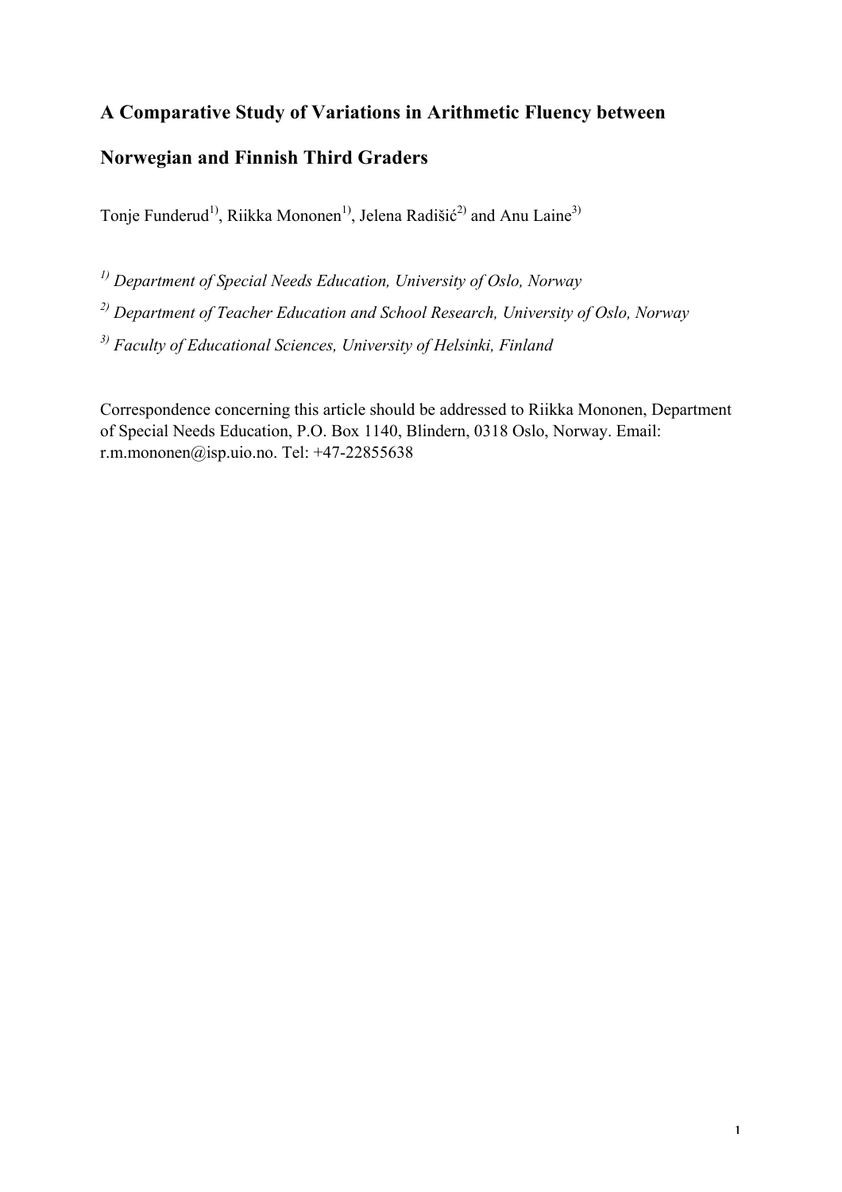# A Comparative Study of Variations in Arithmetic Fluency between Norwegian and Finnish Third Graders

Tonje Funderud[1)], Riikka Mononen[1)], Jelena Radišić[2)] and Anu Laine[3)]

*[1)] Department of Special Needs Education, University of Oslo, Norway*

*[2)] Department of Teacher Education and School Research, University of Oslo, Norway*

*[3)] Faculty of Educational Sciences, University of Helsinki, Finland*

Correspondence concerning this article should be addressed to Riikka Mononen, Department of Special Needs Education, P.O. Box 1140, Blindern, 0318 Oslo, Norway. Email: r.m.mononen@isp.uio.no. Tel: +47-22855638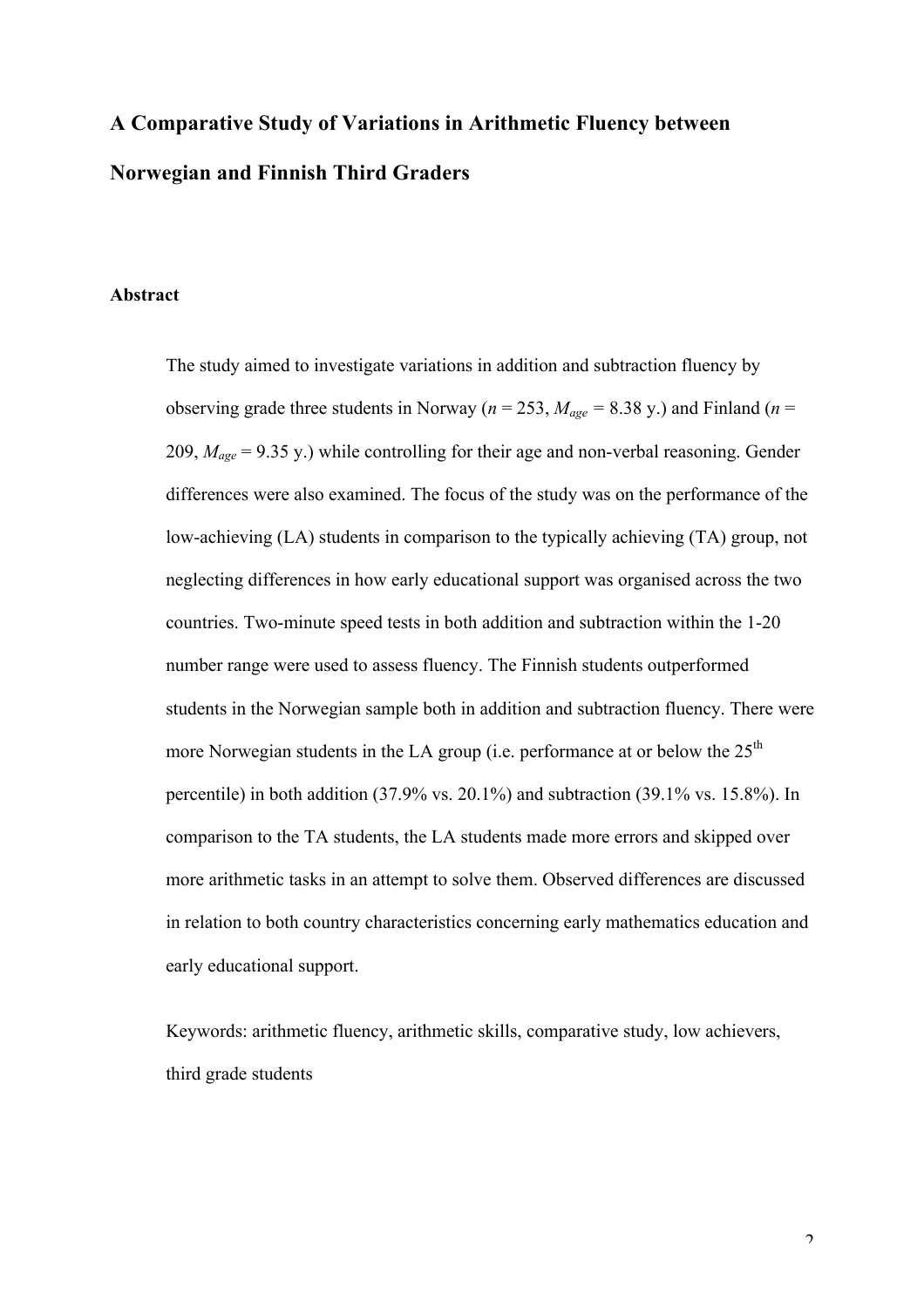# A Comparative Study of Variations in Arithmetic Fluency between Norwegian and Finnish Third Graders

## Abstract

The study aimed to investigate variations in addition and subtraction fluency by observing grade three students in Norway ($n$ = 253, $M_{age}$ = 8.38 y.) and Finland ($n$ = 209, $M_{age}$ = 9.35 y.) while controlling for their age and non-verbal reasoning. Gender differences were also examined. The focus of the study was on the performance of the low-achieving (LA) students in comparison to the typically achieving (TA) group, not neglecting differences in how early educational support was organised across the two countries. Two-minute speed tests in both addition and subtraction within the 1-20 number range were used to assess fluency. The Finnish students outperformed students in the Norwegian sample both in addition and subtraction fluency. There were more Norwegian students in the LA group (i.e. performance at or below the 25$^{th}$ percentile) in both addition (37.9% vs. 20.1%) and subtraction (39.1% vs. 15.8%). In comparison to the TA students, the LA students made more errors and skipped over more arithmetic tasks in an attempt to solve them. Observed differences are discussed in relation to both country characteristics concerning early mathematics education and early educational support.

Keywords: arithmetic fluency, arithmetic skills, comparative study, low achievers, third grade students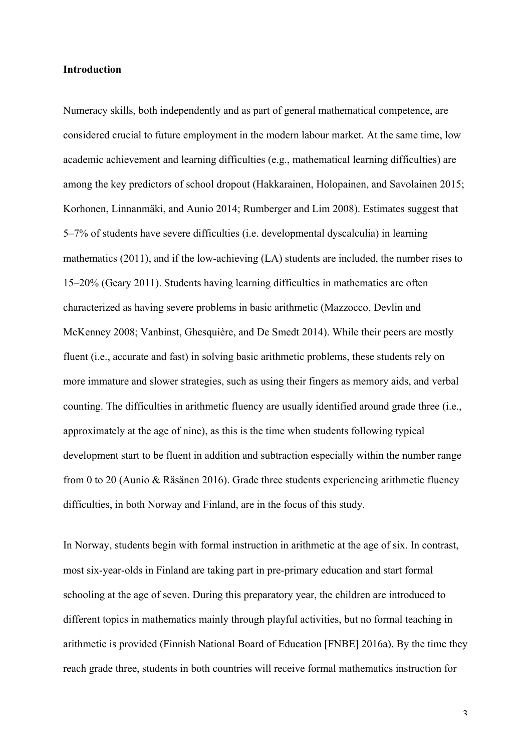**Introduction**

Numeracy skills, both independently and as part of general mathematical competence, are considered crucial to future employment in the modern labour market. At the same time, low academic achievement and learning difficulties (e.g., mathematical learning difficulties) are among the key predictors of school dropout (Hakkarainen, Holopainen, and Savolainen 2015; Korhonen, Linnanmäki, and Aunio 2014; Rumberger and Lim 2008). Estimates suggest that 5–7% of students have severe difficulties (i.e. developmental dyscalculia) in learning mathematics (2011), and if the low-achieving (LA) students are included, the number rises to 15–20% (Geary 2011). Students having learning difficulties in mathematics are often characterized as having severe problems in basic arithmetic (Mazzocco, Devlin and McKenney 2008; Vanbinst, Ghesquière, and De Smedt 2014). While their peers are mostly fluent (i.e., accurate and fast) in solving basic arithmetic problems, these students rely on more immature and slower strategies, such as using their fingers as memory aids, and verbal counting. The difficulties in arithmetic fluency are usually identified around grade three (i.e., approximately at the age of nine), as this is the time when students following typical development start to be fluent in addition and subtraction especially within the number range from 0 to 20 (Aunio & Räsänen 2016). Grade three students experiencing arithmetic fluency difficulties, in both Norway and Finland, are in the focus of this study.

In Norway, students begin with formal instruction in arithmetic at the age of six. In contrast, most six-year-olds in Finland are taking part in pre-primary education and start formal schooling at the age of seven. During this preparatory year, the children are introduced to different topics in mathematics mainly through playful activities, but no formal teaching in arithmetic is provided (Finnish National Board of Education [FNBE] 2016a). By the time they reach grade three, students in both countries will receive formal mathematics instruction for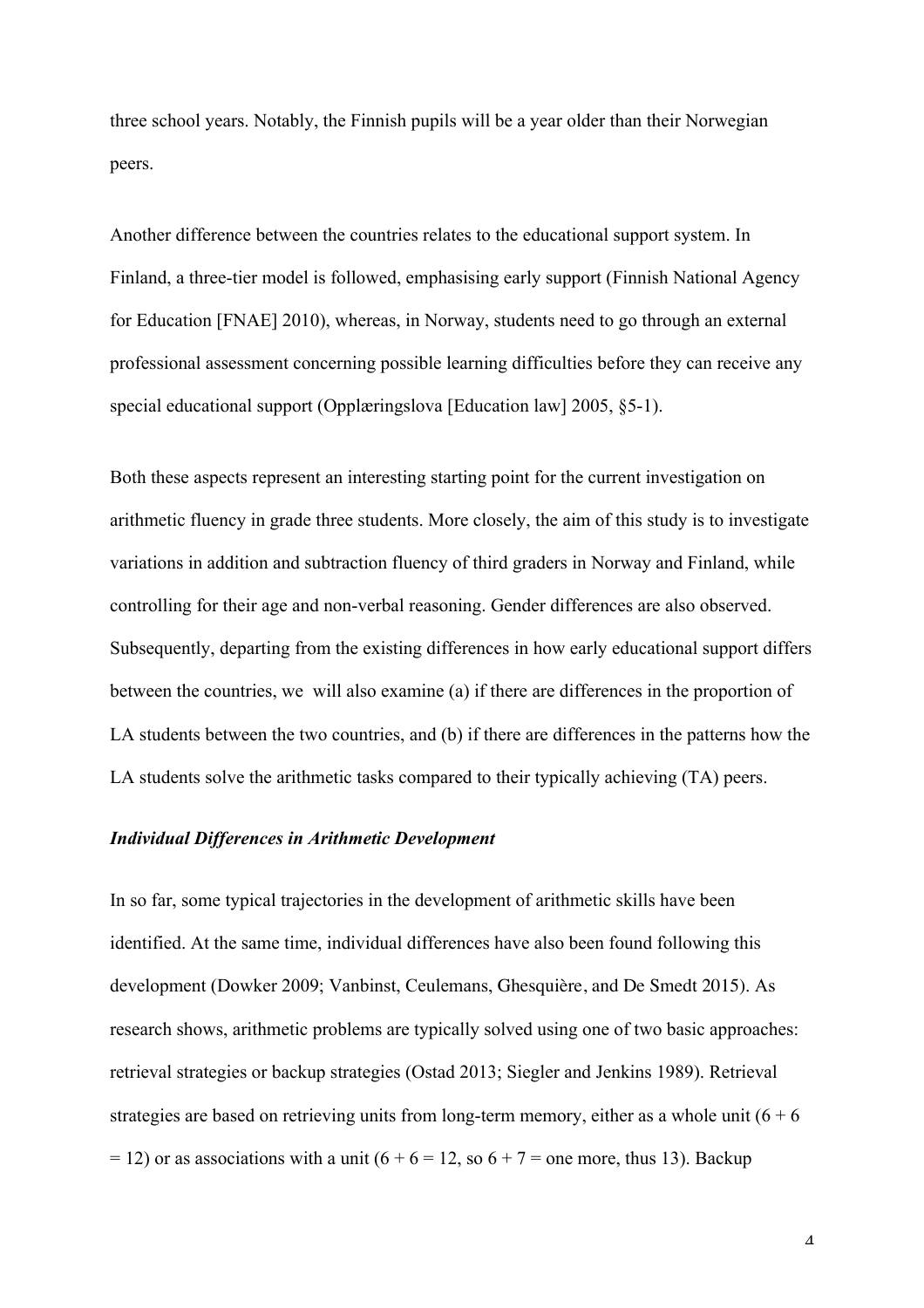three school years. Notably, the Finnish pupils will be a year older than their Norwegian peers.

Another difference between the countries relates to the educational support system. In Finland, a three-tier model is followed, emphasising early support (Finnish National Agency for Education [FNAE] 2010), whereas, in Norway, students need to go through an external professional assessment concerning possible learning difficulties before they can receive any special educational support (Opplæringslova [Education law] 2005, §5-1).

Both these aspects represent an interesting starting point for the current investigation on arithmetic fluency in grade three students. More closely, the aim of this study is to investigate variations in addition and subtraction fluency of third graders in Norway and Finland, while controlling for their age and non-verbal reasoning. Gender differences are also observed. Subsequently, departing from the existing differences in how early educational support differs between the countries, we will also examine (a) if there are differences in the proportion of LA students between the two countries, and (b) if there are differences in the patterns how the LA students solve the arithmetic tasks compared to their typically achieving (TA) peers.

### *Individual Differences in Arithmetic Development*

In so far, some typical trajectories in the development of arithmetic skills have been identified. At the same time, individual differences have also been found following this development (Dowker 2009; Vanbinst, Ceulemans, Ghesquière, and De Smedt 2015). As research shows, arithmetic problems are typically solved using one of two basic approaches: retrieval strategies or backup strategies (Ostad 2013; Siegler and Jenkins 1989). Retrieval strategies are based on retrieving units from long-term memory, either as a whole unit ($6 + 6 = 12$) or as associations with a unit ($6 + 6 = 12$, so $6 + 7$ = one more, thus 13). Backup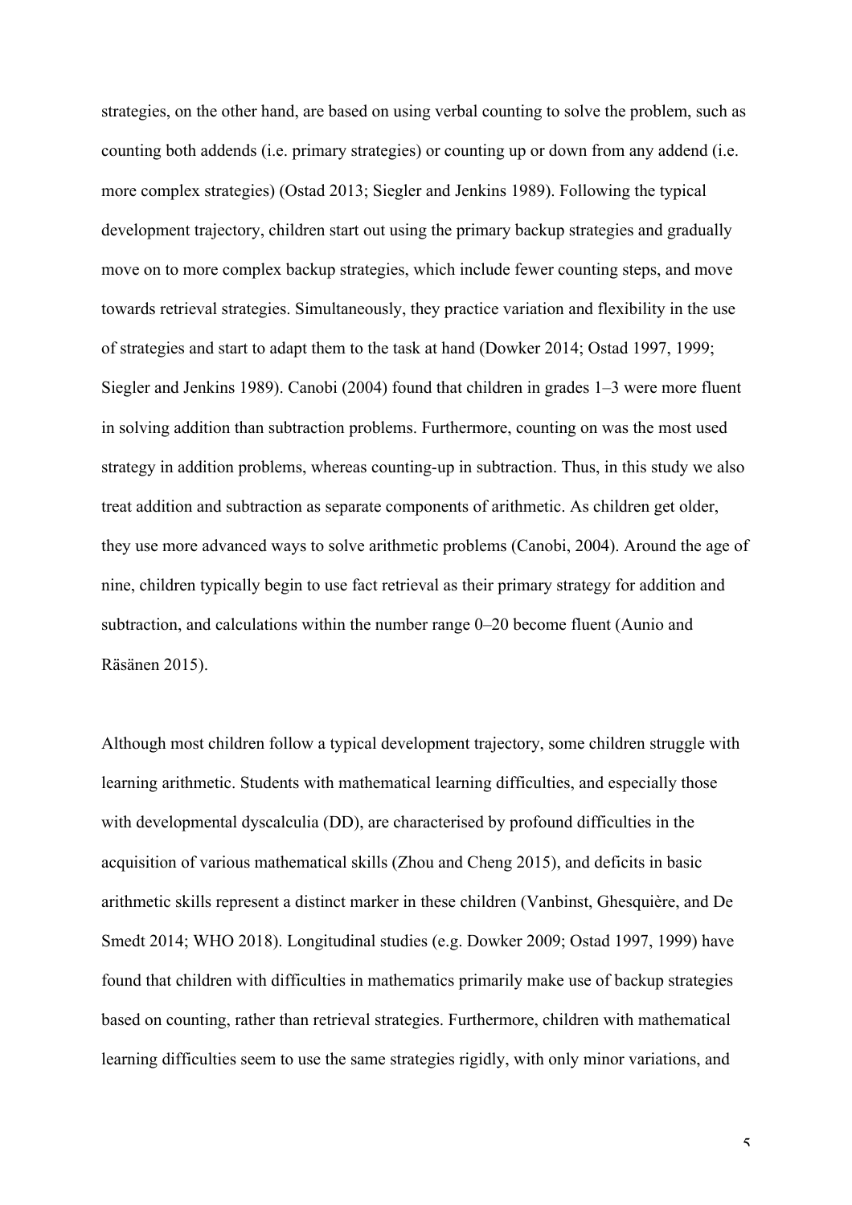strategies, on the other hand, are based on using verbal counting to solve the problem, such as counting both addends (i.e. primary strategies) or counting up or down from any addend (i.e. more complex strategies) (Ostad 2013; Siegler and Jenkins 1989). Following the typical development trajectory, children start out using the primary backup strategies and gradually move on to more complex backup strategies, which include fewer counting steps, and move towards retrieval strategies. Simultaneously, they practice variation and flexibility in the use of strategies and start to adapt them to the task at hand (Dowker 2014; Ostad 1997, 1999; Siegler and Jenkins 1989). Canobi (2004) found that children in grades 1–3 were more fluent in solving addition than subtraction problems. Furthermore, counting on was the most used strategy in addition problems, whereas counting-up in subtraction. Thus, in this study we also treat addition and subtraction as separate components of arithmetic. As children get older, they use more advanced ways to solve arithmetic problems (Canobi, 2004). Around the age of nine, children typically begin to use fact retrieval as their primary strategy for addition and subtraction, and calculations within the number range 0–20 become fluent (Aunio and Räsänen 2015).

Although most children follow a typical development trajectory, some children struggle with learning arithmetic. Students with mathematical learning difficulties, and especially those with developmental dyscalculia (DD), are characterised by profound difficulties in the acquisition of various mathematical skills (Zhou and Cheng 2015), and deficits in basic arithmetic skills represent a distinct marker in these children (Vanbinst, Ghesquière, and De Smedt 2014; WHO 2018). Longitudinal studies (e.g. Dowker 2009; Ostad 1997, 1999) have found that children with difficulties in mathematics primarily make use of backup strategies based on counting, rather than retrieval strategies. Furthermore, children with mathematical learning difficulties seem to use the same strategies rigidly, with only minor variations, and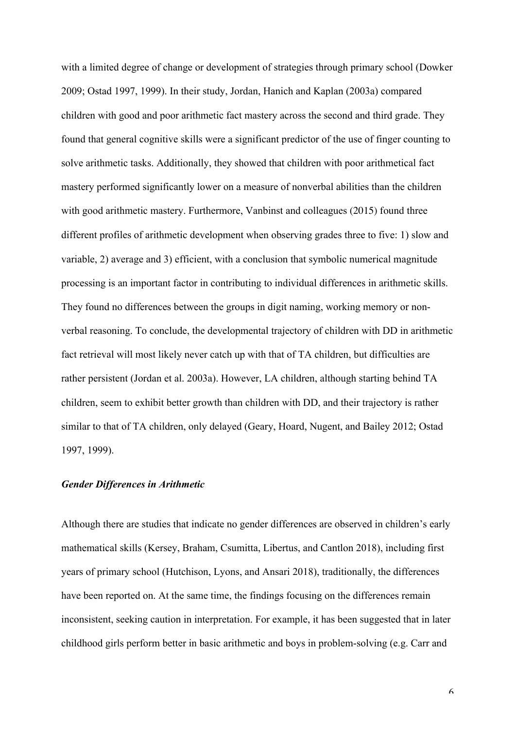with a limited degree of change or development of strategies through primary school (Dowker 2009; Ostad 1997, 1999). In their study, Jordan, Hanich and Kaplan (2003a) compared children with good and poor arithmetic fact mastery across the second and third grade. They found that general cognitive skills were a significant predictor of the use of finger counting to solve arithmetic tasks. Additionally, they showed that children with poor arithmetical fact mastery performed significantly lower on a measure of nonverbal abilities than the children with good arithmetic mastery. Furthermore, Vanbinst and colleagues (2015) found three different profiles of arithmetic development when observing grades three to five: 1) slow and variable, 2) average and 3) efficient, with a conclusion that symbolic numerical magnitude processing is an important factor in contributing to individual differences in arithmetic skills. They found no differences between the groups in digit naming, working memory or non-verbal reasoning. To conclude, the developmental trajectory of children with DD in arithmetic fact retrieval will most likely never catch up with that of TA children, but difficulties are rather persistent (Jordan et al. 2003a). However, LA children, although starting behind TA children, seem to exhibit better growth than children with DD, and their trajectory is rather similar to that of TA children, only delayed (Geary, Hoard, Nugent, and Bailey 2012; Ostad 1997, 1999).

### *Gender Differences in Arithmetic*

Although there are studies that indicate no gender differences are observed in children's early mathematical skills (Kersey, Braham, Csumitta, Libertus, and Cantlon 2018), including first years of primary school (Hutchison, Lyons, and Ansari 2018), traditionally, the differences have been reported on. At the same time, the findings focusing on the differences remain inconsistent, seeking caution in interpretation. For example, it has been suggested that in later childhood girls perform better in basic arithmetic and boys in problem-solving (e.g. Carr and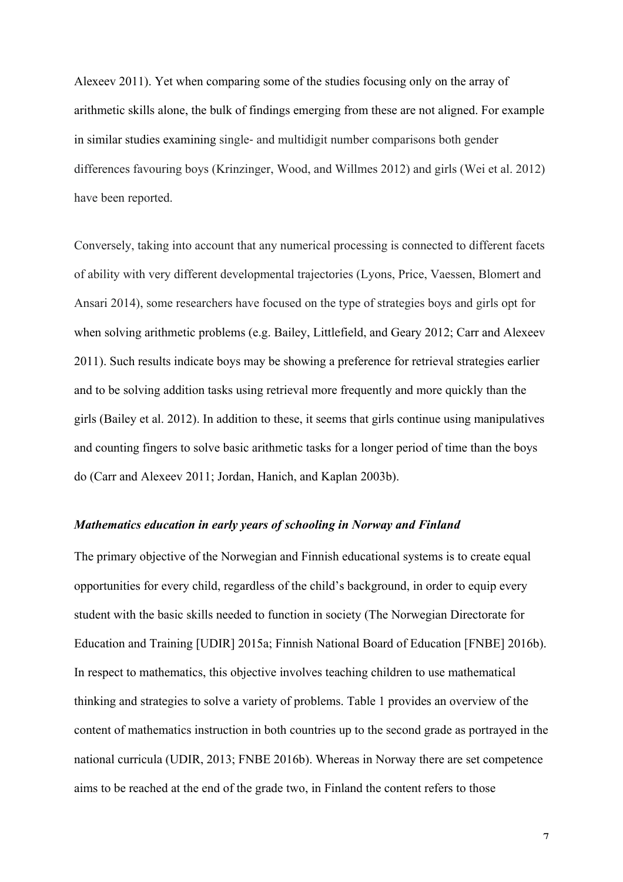Alexeev 2011). Yet when comparing some of the studies focusing only on the array of arithmetic skills alone, the bulk of findings emerging from these are not aligned. For example in similar studies examining single- and multidigit number comparisons both gender differences favouring boys (Krinzinger, Wood, and Willmes 2012) and girls (Wei et al. 2012) have been reported.

Conversely, taking into account that any numerical processing is connected to different facets of ability with very different developmental trajectories (Lyons, Price, Vaessen, Blomert and Ansari 2014), some researchers have focused on the type of strategies boys and girls opt for when solving arithmetic problems (e.g. Bailey, Littlefield, and Geary 2012; Carr and Alexeev 2011). Such results indicate boys may be showing a preference for retrieval strategies earlier and to be solving addition tasks using retrieval more frequently and more quickly than the girls (Bailey et al. 2012). In addition to these, it seems that girls continue using manipulatives and counting fingers to solve basic arithmetic tasks for a longer period of time than the boys do (Carr and Alexeev 2011; Jordan, Hanich, and Kaplan 2003b).

### *Mathematics education in early years of schooling in Norway and Finland*

The primary objective of the Norwegian and Finnish educational systems is to create equal opportunities for every child, regardless of the child's background, in order to equip every student with the basic skills needed to function in society (The Norwegian Directorate for Education and Training [UDIR] 2015a; Finnish National Board of Education [FNBE] 2016b). In respect to mathematics, this objective involves teaching children to use mathematical thinking and strategies to solve a variety of problems. Table 1 provides an overview of the content of mathematics instruction in both countries up to the second grade as portrayed in the national curricula (UDIR, 2013; FNBE 2016b). Whereas in Norway there are set competence aims to be reached at the end of the grade two, in Finland the content refers to those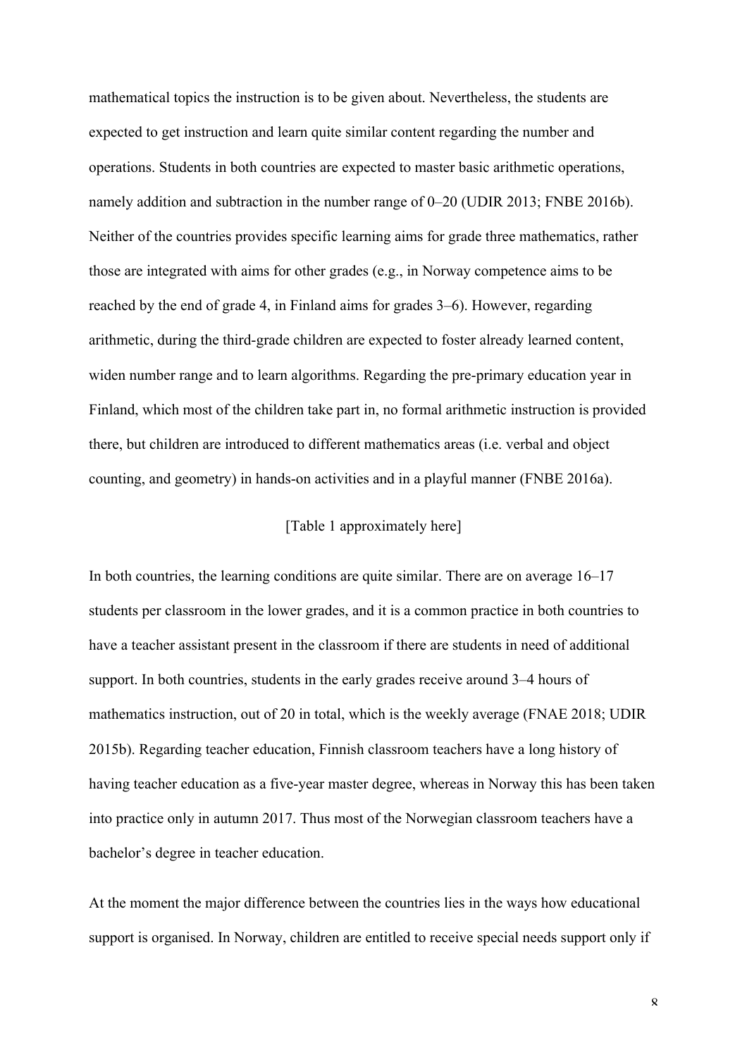mathematical topics the instruction is to be given about. Nevertheless, the students are expected to get instruction and learn quite similar content regarding the number and operations. Students in both countries are expected to master basic arithmetic operations, namely addition and subtraction in the number range of 0–20 (UDIR 2013; FNBE 2016b). Neither of the countries provides specific learning aims for grade three mathematics, rather those are integrated with aims for other grades (e.g., in Norway competence aims to be reached by the end of grade 4, in Finland aims for grades 3–6). However, regarding arithmetic, during the third-grade children are expected to foster already learned content, widen number range and to learn algorithms. Regarding the pre-primary education year in Finland, which most of the children take part in, no formal arithmetic instruction is provided there, but children are introduced to different mathematics areas (i.e. verbal and object counting, and geometry) in hands-on activities and in a playful manner (FNBE 2016a).

[Table 1 approximately here]

In both countries, the learning conditions are quite similar. There are on average 16–17 students per classroom in the lower grades, and it is a common practice in both countries to have a teacher assistant present in the classroom if there are students in need of additional support. In both countries, students in the early grades receive around 3–4 hours of mathematics instruction, out of 20 in total, which is the weekly average (FNAE 2018; UDIR 2015b). Regarding teacher education, Finnish classroom teachers have a long history of having teacher education as a five-year master degree, whereas in Norway this has been taken into practice only in autumn 2017. Thus most of the Norwegian classroom teachers have a bachelor's degree in teacher education.

At the moment the major difference between the countries lies in the ways how educational support is organised. In Norway, children are entitled to receive special needs support only if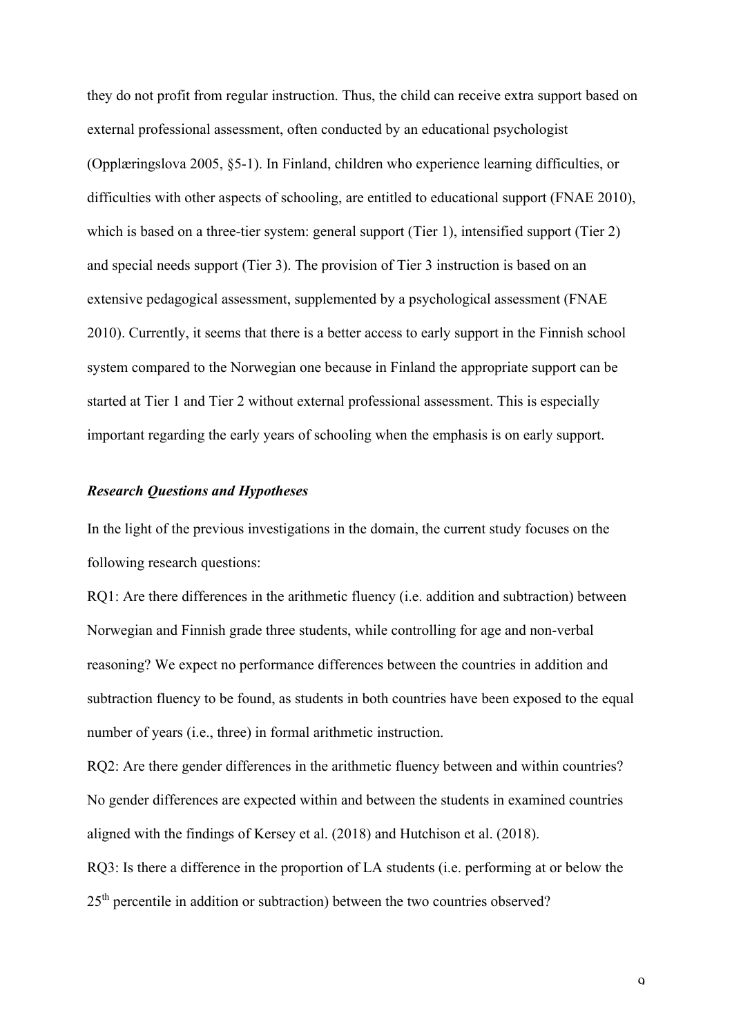they do not profit from regular instruction. Thus, the child can receive extra support based on external professional assessment, often conducted by an educational psychologist (Opplæringslova 2005, §5-1). In Finland, children who experience learning difficulties, or difficulties with other aspects of schooling, are entitled to educational support (FNAE 2010), which is based on a three-tier system: general support (Tier 1), intensified support (Tier 2) and special needs support (Tier 3). The provision of Tier 3 instruction is based on an extensive pedagogical assessment, supplemented by a psychological assessment (FNAE 2010). Currently, it seems that there is a better access to early support in the Finnish school system compared to the Norwegian one because in Finland the appropriate support can be started at Tier 1 and Tier 2 without external professional assessment. This is especially important regarding the early years of schooling when the emphasis is on early support.

### ***Research Questions and Hypotheses***

In the light of the previous investigations in the domain, the current study focuses on the following research questions:

RQ1: Are there differences in the arithmetic fluency (i.e. addition and subtraction) between Norwegian and Finnish grade three students, while controlling for age and non-verbal reasoning? We expect no performance differences between the countries in addition and subtraction fluency to be found, as students in both countries have been exposed to the equal number of years (i.e., three) in formal arithmetic instruction.

RQ2: Are there gender differences in the arithmetic fluency between and within countries? No gender differences are expected within and between the students in examined countries aligned with the findings of Kersey et al. (2018) and Hutchison et al. (2018).

RQ3: Is there a difference in the proportion of LA students (i.e. performing at or below the 25th percentile in addition or subtraction) between the two countries observed?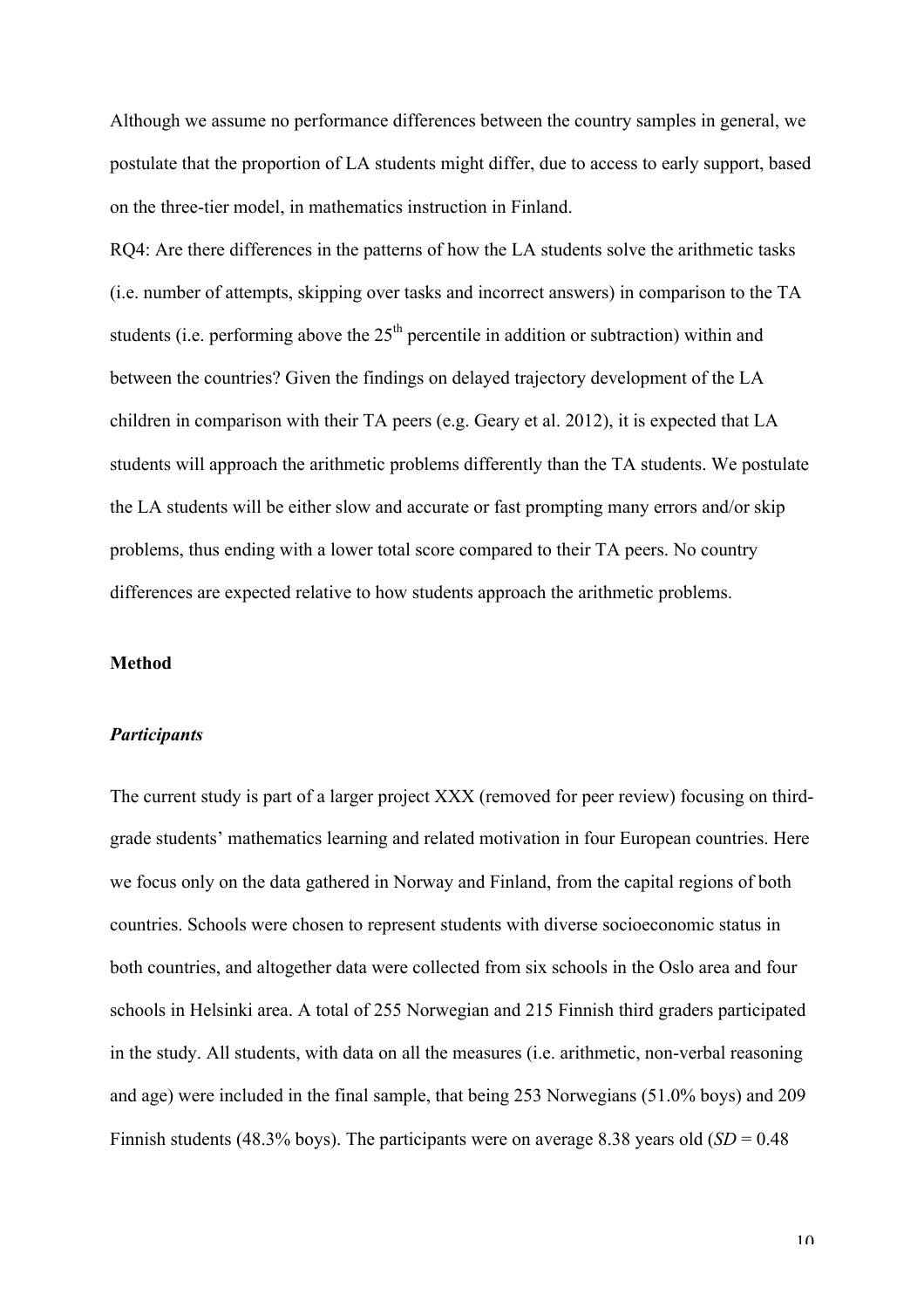Although we assume no performance differences between the country samples in general, we postulate that the proportion of LA students might differ, due to access to early support, based on the three-tier model, in mathematics instruction in Finland.

RQ4: Are there differences in the patterns of how the LA students solve the arithmetic tasks (i.e. number of attempts, skipping over tasks and incorrect answers) in comparison to the TA students (i.e. performing above the 25th percentile in addition or subtraction) within and between the countries? Given the findings on delayed trajectory development of the LA children in comparison with their TA peers (e.g. Geary et al. 2012), it is expected that LA students will approach the arithmetic problems differently than the TA students. We postulate the LA students will be either slow and accurate or fast prompting many errors and/or skip problems, thus ending with a lower total score compared to their TA peers. No country differences are expected relative to how students approach the arithmetic problems.

## Method

### *Participants*

The current study is part of a larger project XXX (removed for peer review) focusing on third-grade students' mathematics learning and related motivation in four European countries. Here we focus only on the data gathered in Norway and Finland, from the capital regions of both countries. Schools were chosen to represent students with diverse socioeconomic status in both countries, and altogether data were collected from six schools in the Oslo area and four schools in Helsinki area. A total of 255 Norwegian and 215 Finnish third graders participated in the study. All students, with data on all the measures (i.e. arithmetic, non-verbal reasoning and age) were included in the final sample, that being 253 Norwegians (51.0% boys) and 209 Finnish students (48.3% boys). The participants were on average 8.38 years old (*SD* = 0.48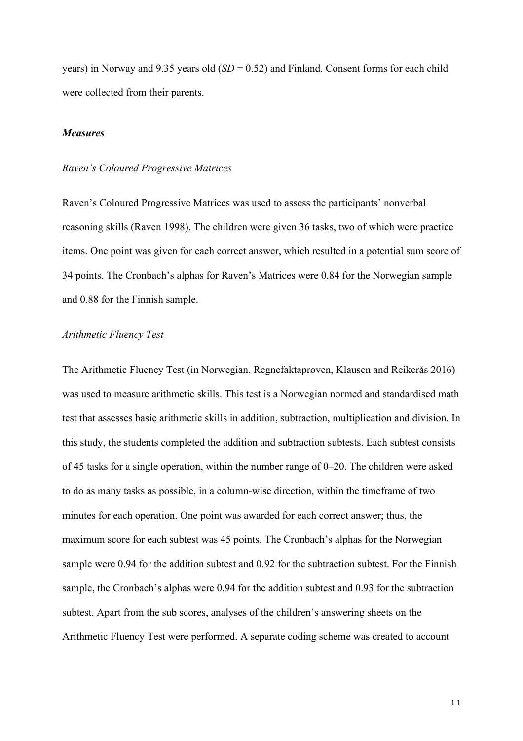years) in Norway and 9.35 years old (*SD* = 0.52) and Finland. Consent forms for each child were collected from their parents.

***Measures***

*Raven's Coloured Progressive Matrices*

Raven's Coloured Progressive Matrices was used to assess the participants' nonverbal reasoning skills (Raven 1998). The children were given 36 tasks, two of which were practice items. One point was given for each correct answer, which resulted in a potential sum score of 34 points. The Cronbach's alphas for Raven's Matrices were 0.84 for the Norwegian sample and 0.88 for the Finnish sample.

*Arithmetic Fluency Test*

The Arithmetic Fluency Test (in Norwegian, Regnefaktaprøven, Klausen and Reikerås 2016) was used to measure arithmetic skills. This test is a Norwegian normed and standardised math test that assesses basic arithmetic skills in addition, subtraction, multiplication and division. In this study, the students completed the addition and subtraction subtests. Each subtest consists of 45 tasks for a single operation, within the number range of 0–20. The children were asked to do as many tasks as possible, in a column-wise direction, within the timeframe of two minutes for each operation. One point was awarded for each correct answer; thus, the maximum score for each subtest was 45 points. The Cronbach's alphas for the Norwegian sample were 0.94 for the addition subtest and 0.92 for the subtraction subtest. For the Finnish sample, the Cronbach's alphas were 0.94 for the addition subtest and 0.93 for the subtraction subtest. Apart from the sub scores, analyses of the children's answering sheets on the Arithmetic Fluency Test were performed. A separate coding scheme was created to account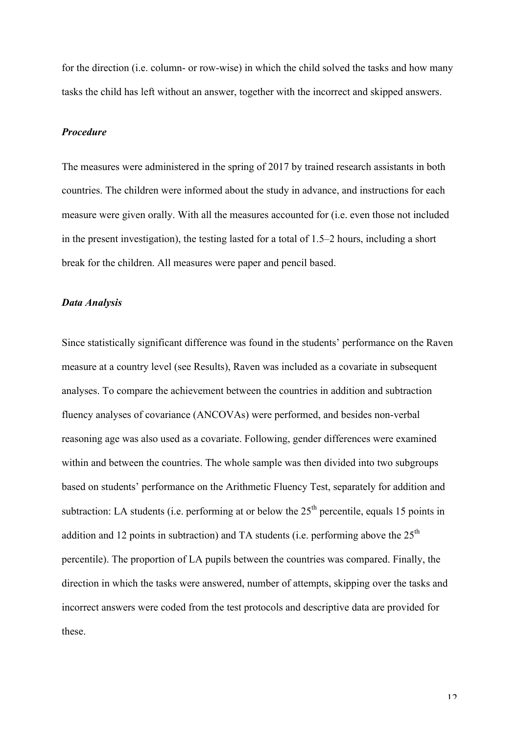for the direction (i.e. column- or row-wise) in which the child solved the tasks and how many tasks the child has left without an answer, together with the incorrect and skipped answers.

### *Procedure*

The measures were administered in the spring of 2017 by trained research assistants in both countries. The children were informed about the study in advance, and instructions for each measure were given orally. With all the measures accounted for (i.e. even those not included in the present investigation), the testing lasted for a total of 1.5–2 hours, including a short break for the children. All measures were paper and pencil based.

### *Data Analysis*

Since statistically significant difference was found in the students' performance on the Raven measure at a country level (see Results), Raven was included as a covariate in subsequent analyses. To compare the achievement between the countries in addition and subtraction fluency analyses of covariance (ANCOVAs) were performed, and besides non-verbal reasoning age was also used as a covariate. Following, gender differences were examined within and between the countries. The whole sample was then divided into two subgroups based on students' performance on the Arithmetic Fluency Test, separately for addition and subtraction: LA students (i.e. performing at or below the 25th percentile, equals 15 points in addition and 12 points in subtraction) and TA students (i.e. performing above the 25th percentile). The proportion of LA pupils between the countries was compared. Finally, the direction in which the tasks were answered, number of attempts, skipping over the tasks and incorrect answers were coded from the test protocols and descriptive data are provided for these.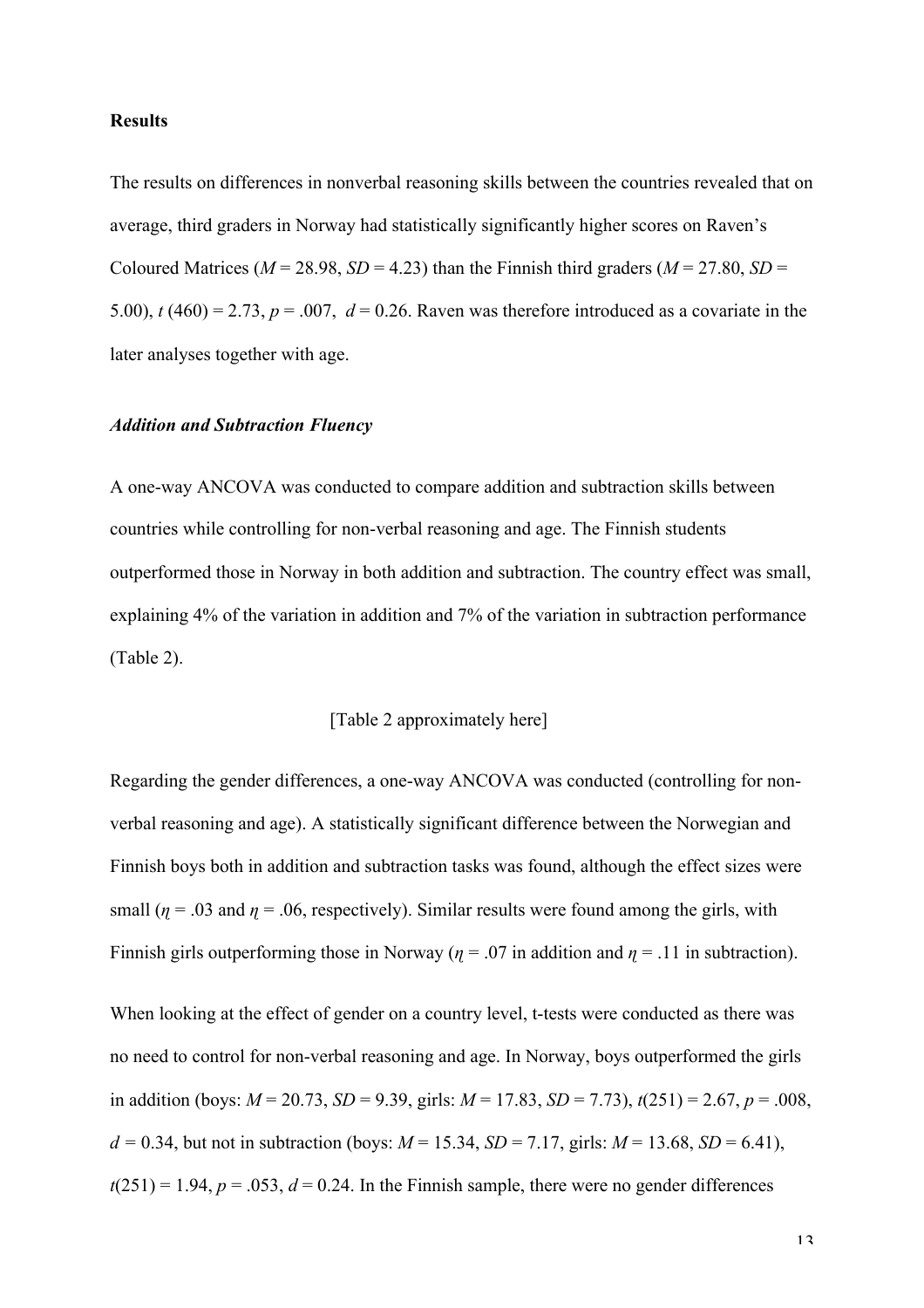**Results**

The results on differences in nonverbal reasoning skills between the countries revealed that on average, third graders in Norway had statistically significantly higher scores on Raven's Coloured Matrices ($M$ = 28.98, $SD$ = 4.23) than the Finnish third graders ($M$ = 27.80, $SD$ = 5.00), $t$ (460) = 2.73, $p$ = .007, $d$ = 0.26. Raven was therefore introduced as a covariate in the later analyses together with age.

***Addition and Subtraction Fluency***

A one-way ANCOVA was conducted to compare addition and subtraction skills between countries while controlling for non-verbal reasoning and age. The Finnish students outperformed those in Norway in both addition and subtraction. The country effect was small, explaining 4% of the variation in addition and 7% of the variation in subtraction performance (Table 2).

[Table 2 approximately here]

Regarding the gender differences, a one-way ANCOVA was conducted (controlling for non-verbal reasoning and age). A statistically significant difference between the Norwegian and Finnish boys both in addition and subtraction tasks was found, although the effect sizes were small ($\eta$ = .03 and $\eta$ = .06, respectively). Similar results were found among the girls, with Finnish girls outperforming those in Norway ($\eta$ = .07 in addition and $\eta$ = .11 in subtraction).

When looking at the effect of gender on a country level, t-tests were conducted as there was no need to control for non-verbal reasoning and age. In Norway, boys outperformed the girls in addition (boys: $M$ = 20.73, $SD$ = 9.39, girls: $M$ = 17.83, $SD$ = 7.73), $t(251)$ = 2.67, $p$ = .008, $d$ = 0.34, but not in subtraction (boys: $M$ = 15.34, $SD$ = 7.17, girls: $M$ = 13.68, $SD$ = 6.41), $t(251)$ = 1.94, $p$ = .053, $d$ = 0.24. In the Finnish sample, there were no gender differences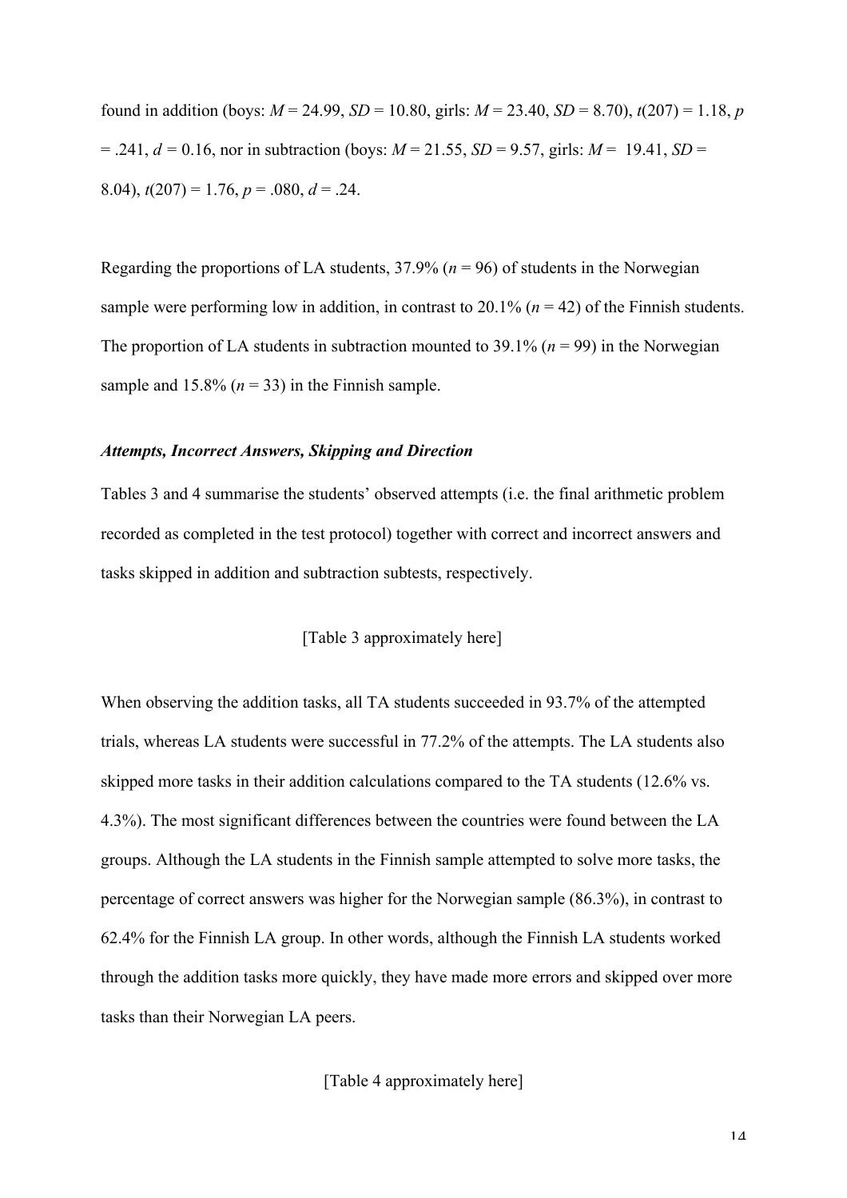found in addition (boys: $M = 24.99$, $SD = 10.80$, girls: $M = 23.40$, $SD = 8.70$), $t(207) = 1.18$, $p = .241$, $d = 0.16$, nor in subtraction (boys: $M = 21.55$, $SD = 9.57$, girls: $M = 19.41$, $SD = 8.04$), $t(207) = 1.76$, $p = .080$, $d = .24$.

Regarding the proportions of LA students, 37.9% ($n = 96$) of students in the Norwegian sample were performing low in addition, in contrast to 20.1% ($n = 42$) of the Finnish students. The proportion of LA students in subtraction mounted to 39.1% ($n = 99$) in the Norwegian sample and 15.8% ($n = 33$) in the Finnish sample.

### ***Attempts, Incorrect Answers, Skipping and Direction***

Tables 3 and 4 summarise the students' observed attempts (i.e. the final arithmetic problem recorded as completed in the test protocol) together with correct and incorrect answers and tasks skipped in addition and subtraction subtests, respectively.

[Table 3 approximately here]

When observing the addition tasks, all TA students succeeded in 93.7% of the attempted trials, whereas LA students were successful in 77.2% of the attempts. The LA students also skipped more tasks in their addition calculations compared to the TA students (12.6% vs. 4.3%). The most significant differences between the countries were found between the LA groups. Although the LA students in the Finnish sample attempted to solve more tasks, the percentage of correct answers was higher for the Norwegian sample (86.3%), in contrast to 62.4% for the Finnish LA group. In other words, although the Finnish LA students worked through the addition tasks more quickly, they have made more errors and skipped over more tasks than their Norwegian LA peers.

[Table 4 approximately here]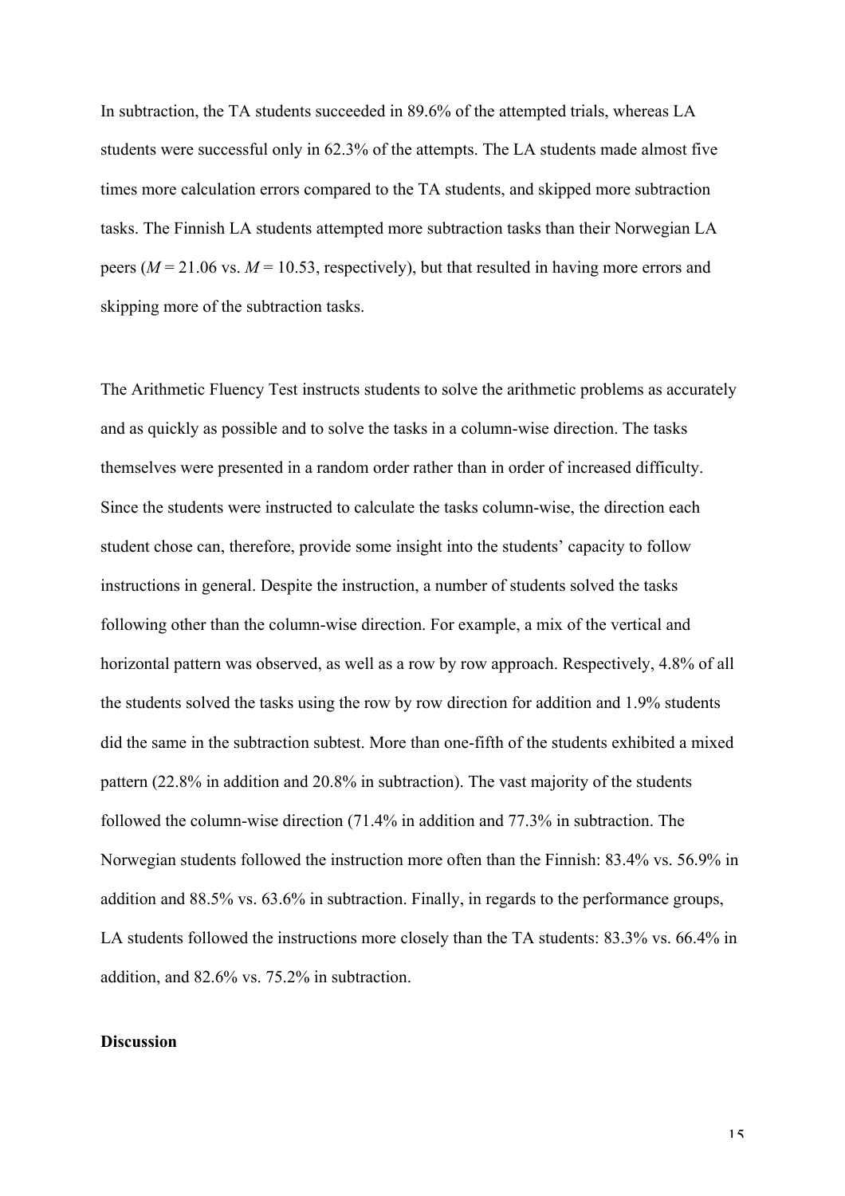In subtraction, the TA students succeeded in 89.6% of the attempted trials, whereas LA students were successful only in 62.3% of the attempts. The LA students made almost five times more calculation errors compared to the TA students, and skipped more subtraction tasks. The Finnish LA students attempted more subtraction tasks than their Norwegian LA peers ($M$ = 21.06 vs. $M$ = 10.53, respectively), but that resulted in having more errors and skipping more of the subtraction tasks.

The Arithmetic Fluency Test instructs students to solve the arithmetic problems as accurately and as quickly as possible and to solve the tasks in a column-wise direction. The tasks themselves were presented in a random order rather than in order of increased difficulty. Since the students were instructed to calculate the tasks column-wise, the direction each student chose can, therefore, provide some insight into the students' capacity to follow instructions in general. Despite the instruction, a number of students solved the tasks following other than the column-wise direction. For example, a mix of the vertical and horizontal pattern was observed, as well as a row by row approach. Respectively, 4.8% of all the students solved the tasks using the row by row direction for addition and 1.9% students did the same in the subtraction subtest. More than one-fifth of the students exhibited a mixed pattern (22.8% in addition and 20.8% in subtraction). The vast majority of the students followed the column-wise direction (71.4% in addition and 77.3% in subtraction. The Norwegian students followed the instruction more often than the Finnish: 83.4% vs. 56.9% in addition and 88.5% vs. 63.6% in subtraction. Finally, in regards to the performance groups, LA students followed the instructions more closely than the TA students: 83.3% vs. 66.4% in addition, and 82.6% vs. 75.2% in subtraction.

**Discussion**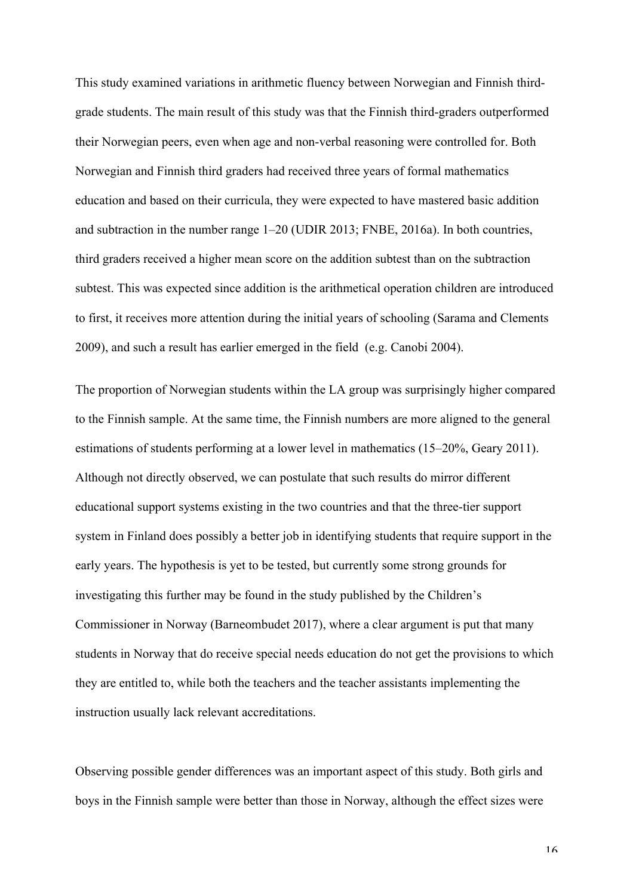This study examined variations in arithmetic fluency between Norwegian and Finnish third-grade students. The main result of this study was that the Finnish third-graders outperformed their Norwegian peers, even when age and non-verbal reasoning were controlled for. Both Norwegian and Finnish third graders had received three years of formal mathematics education and based on their curricula, they were expected to have mastered basic addition and subtraction in the number range 1–20 (UDIR 2013; FNBE, 2016a). In both countries, third graders received a higher mean score on the addition subtest than on the subtraction subtest. This was expected since addition is the arithmetical operation children are introduced to first, it receives more attention during the initial years of schooling (Sarama and Clements 2009), and such a result has earlier emerged in the field (e.g. Canobi 2004).

The proportion of Norwegian students within the LA group was surprisingly higher compared to the Finnish sample. At the same time, the Finnish numbers are more aligned to the general estimations of students performing at a lower level in mathematics (15–20%, Geary 2011). Although not directly observed, we can postulate that such results do mirror different educational support systems existing in the two countries and that the three-tier support system in Finland does possibly a better job in identifying students that require support in the early years. The hypothesis is yet to be tested, but currently some strong grounds for investigating this further may be found in the study published by the Children's Commissioner in Norway (Barneombudet 2017), where a clear argument is put that many students in Norway that do receive special needs education do not get the provisions to which they are entitled to, while both the teachers and the teacher assistants implementing the instruction usually lack relevant accreditations.

Observing possible gender differences was an important aspect of this study. Both girls and boys in the Finnish sample were better than those in Norway, although the effect sizes were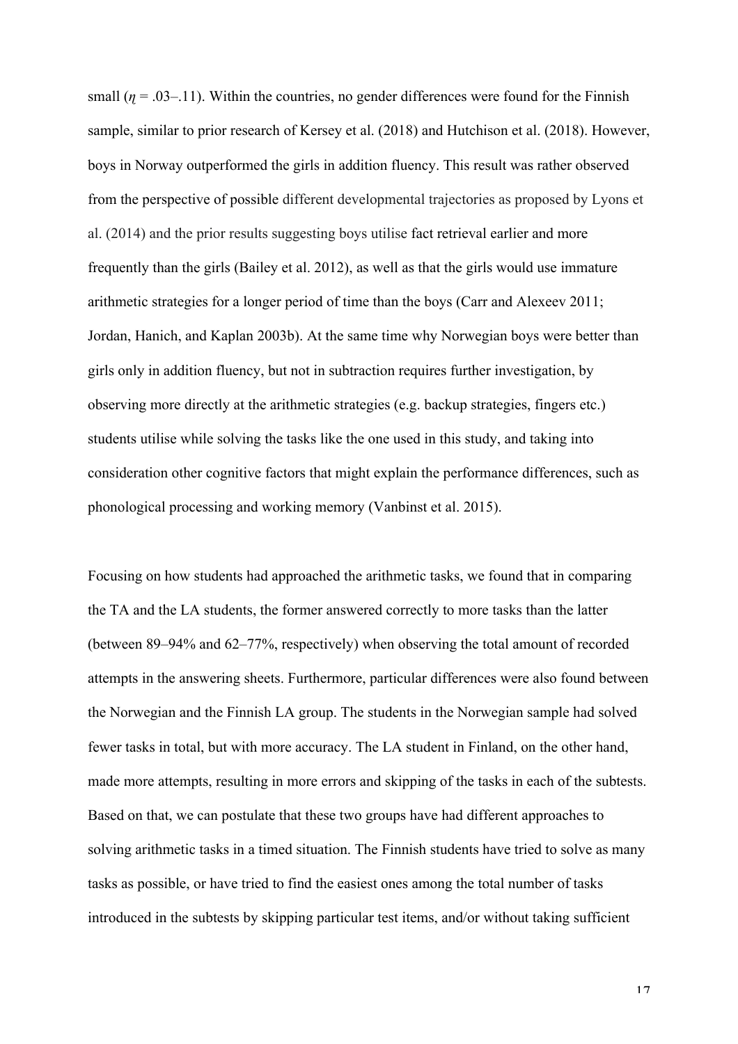small ($\eta$ = .03–.11). Within the countries, no gender differences were found for the Finnish sample, similar to prior research of Kersey et al. (2018) and Hutchison et al. (2018). However, boys in Norway outperformed the girls in addition fluency. This result was rather observed from the perspective of possible different developmental trajectories as proposed by Lyons et al. (2014) and the prior results suggesting boys utilise fact retrieval earlier and more frequently than the girls (Bailey et al. 2012), as well as that the girls would use immature arithmetic strategies for a longer period of time than the boys (Carr and Alexeev 2011; Jordan, Hanich, and Kaplan 2003b). At the same time why Norwegian boys were better than girls only in addition fluency, but not in subtraction requires further investigation, by observing more directly at the arithmetic strategies (e.g. backup strategies, fingers etc.) students utilise while solving the tasks like the one used in this study, and taking into consideration other cognitive factors that might explain the performance differences, such as phonological processing and working memory (Vanbinst et al. 2015).

Focusing on how students had approached the arithmetic tasks, we found that in comparing the TA and the LA students, the former answered correctly to more tasks than the latter (between 89–94% and 62–77%, respectively) when observing the total amount of recorded attempts in the answering sheets. Furthermore, particular differences were also found between the Norwegian and the Finnish LA group. The students in the Norwegian sample had solved fewer tasks in total, but with more accuracy. The LA student in Finland, on the other hand, made more attempts, resulting in more errors and skipping of the tasks in each of the subtests. Based on that, we can postulate that these two groups have had different approaches to solving arithmetic tasks in a timed situation. The Finnish students have tried to solve as many tasks as possible, or have tried to find the easiest ones among the total number of tasks introduced in the subtests by skipping particular test items, and/or without taking sufficient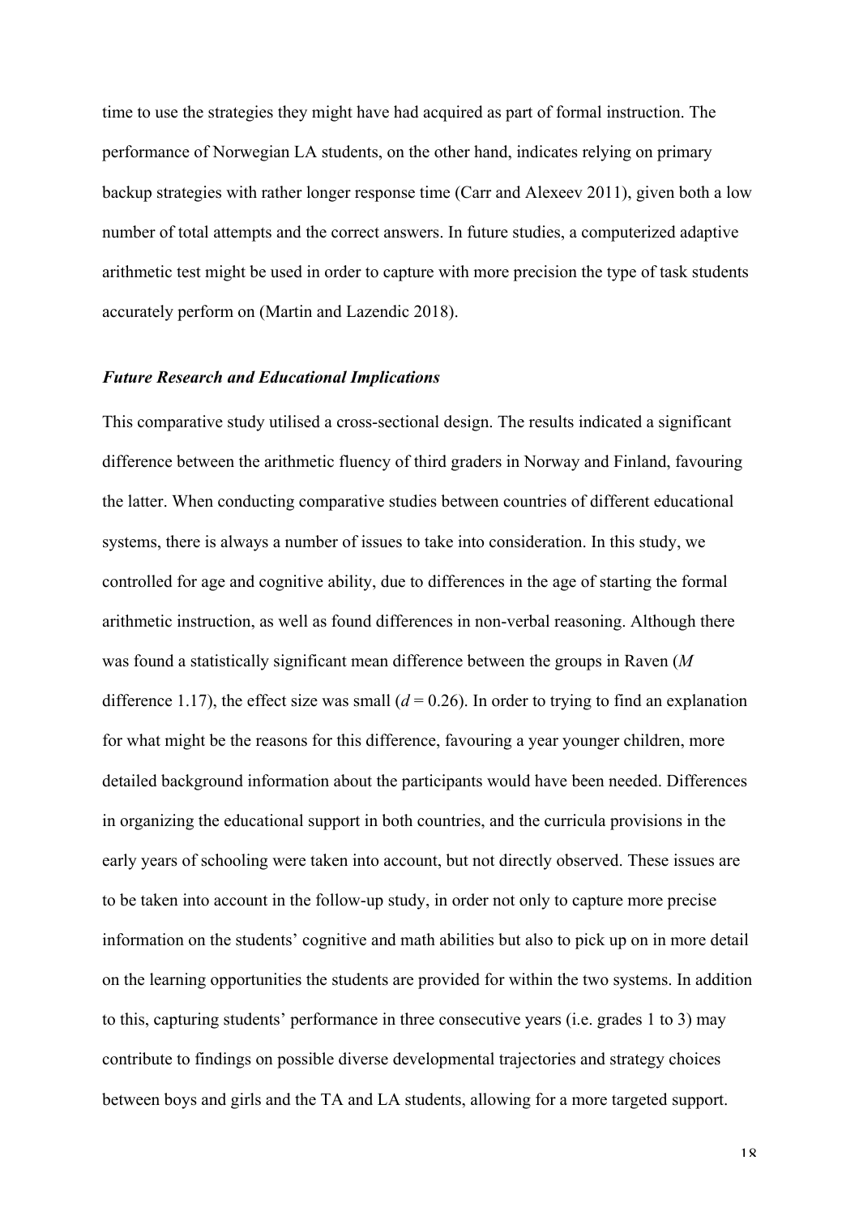time to use the strategies they might have had acquired as part of formal instruction. The performance of Norwegian LA students, on the other hand, indicates relying on primary backup strategies with rather longer response time (Carr and Alexeev 2011), given both a low number of total attempts and the correct answers. In future studies, a computerized adaptive arithmetic test might be used in order to capture with more precision the type of task students accurately perform on (Martin and Lazendic 2018).

### *Future Research and Educational Implications*

This comparative study utilised a cross-sectional design. The results indicated a significant difference between the arithmetic fluency of third graders in Norway and Finland, favouring the latter. When conducting comparative studies between countries of different educational systems, there is always a number of issues to take into consideration. In this study, we controlled for age and cognitive ability, due to differences in the age of starting the formal arithmetic instruction, as well as found differences in non-verbal reasoning. Although there was found a statistically significant mean difference between the groups in Raven (*M* difference 1.17), the effect size was small ($d = 0.26$). In order to trying to find an explanation for what might be the reasons for this difference, favouring a year younger children, more detailed background information about the participants would have been needed. Differences in organizing the educational support in both countries, and the curricula provisions in the early years of schooling were taken into account, but not directly observed. These issues are to be taken into account in the follow-up study, in order not only to capture more precise information on the students' cognitive and math abilities but also to pick up on in more detail on the learning opportunities the students are provided for within the two systems. In addition to this, capturing students' performance in three consecutive years (i.e. grades 1 to 3) may contribute to findings on possible diverse developmental trajectories and strategy choices between boys and girls and the TA and LA students, allowing for a more targeted support.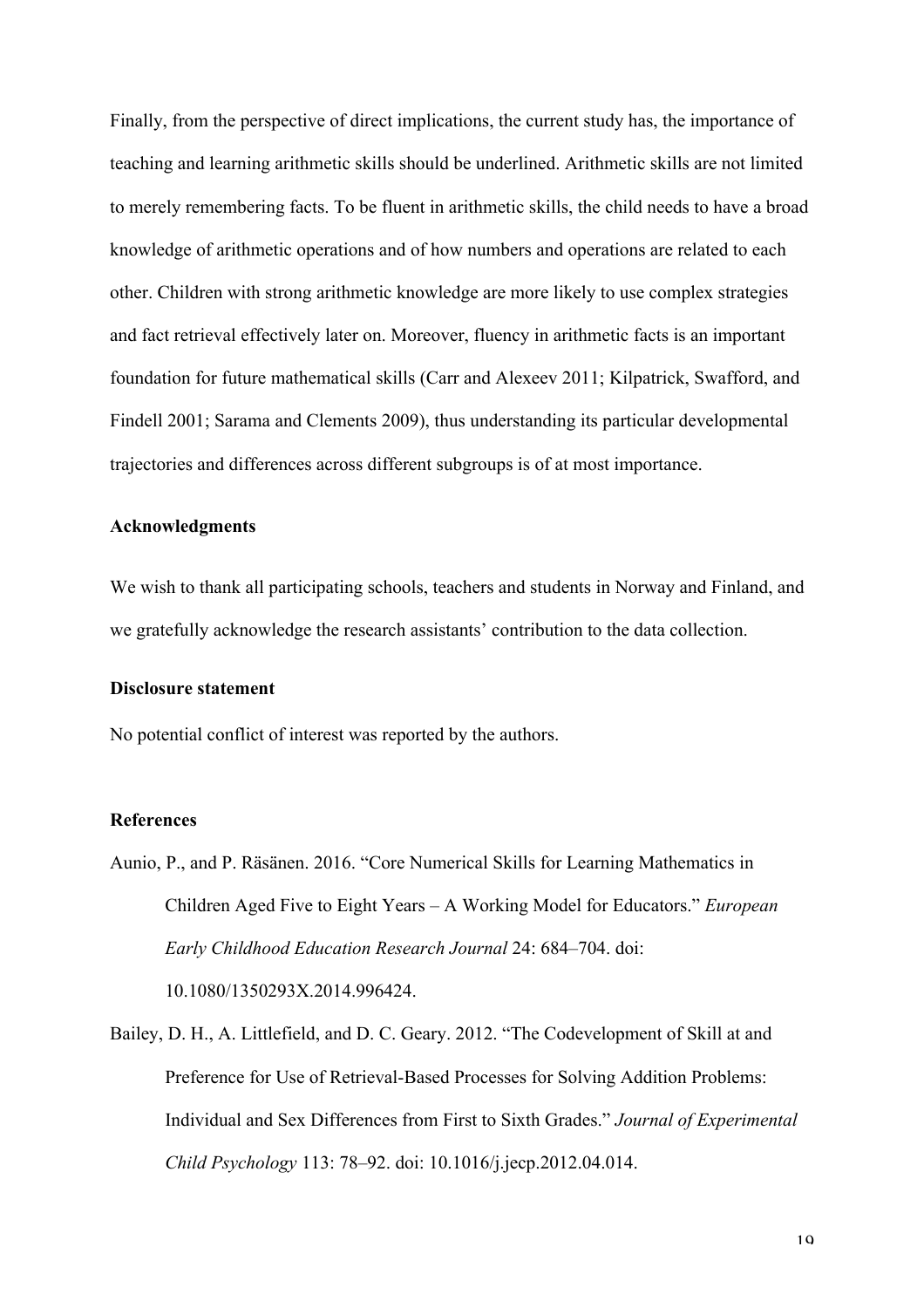Finally, from the perspective of direct implications, the current study has, the importance of teaching and learning arithmetic skills should be underlined. Arithmetic skills are not limited to merely remembering facts. To be fluent in arithmetic skills, the child needs to have a broad knowledge of arithmetic operations and of how numbers and operations are related to each other. Children with strong arithmetic knowledge are more likely to use complex strategies and fact retrieval effectively later on. Moreover, fluency in arithmetic facts is an important foundation for future mathematical skills (Carr and Alexeev 2011; Kilpatrick, Swafford, and Findell 2001; Sarama and Clements 2009), thus understanding its particular developmental trajectories and differences across different subgroups is of at most importance.

### Acknowledgments

We wish to thank all participating schools, teachers and students in Norway and Finland, and we gratefully acknowledge the research assistants' contribution to the data collection.

### Disclosure statement

No potential conflict of interest was reported by the authors.

### References

Aunio, P., and P. Räsänen. 2016. "Core Numerical Skills for Learning Mathematics in Children Aged Five to Eight Years – A Working Model for Educators." *European Early Childhood Education Research Journal* 24: 684–704. doi: 10.1080/1350293X.2014.996424.

Bailey, D. H., A. Littlefield, and D. C. Geary. 2012. "The Codevelopment of Skill at and Preference for Use of Retrieval-Based Processes for Solving Addition Problems: Individual and Sex Differences from First to Sixth Grades." *Journal of Experimental Child Psychology* 113: 78–92. doi: 10.1016/j.jecp.2012.04.014.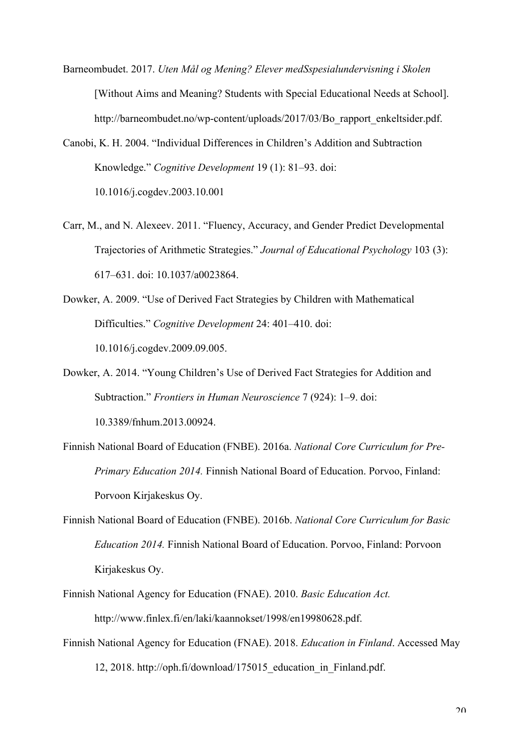Barneombudet. 2017. *Uten Mål og Mening? Elever medSspesialundervisning i Skolen* [Without Aims and Meaning? Students with Special Educational Needs at School]. http://barneombudet.no/wp-content/uploads/2017/03/Bo_rapport_enkeltsider.pdf.

Canobi, K. H. 2004. "Individual Differences in Children's Addition and Subtraction Knowledge." *Cognitive Development* 19 (1): 81–93. doi: 10.1016/j.cogdev.2003.10.001

Carr, M., and N. Alexeev. 2011. "Fluency, Accuracy, and Gender Predict Developmental Trajectories of Arithmetic Strategies." *Journal of Educational Psychology* 103 (3): 617–631. doi: 10.1037/a0023864.

Dowker, A. 2009. "Use of Derived Fact Strategies by Children with Mathematical Difficulties." *Cognitive Development* 24: 401–410. doi: 10.1016/j.cogdev.2009.09.005.

Dowker, A. 2014. "Young Children's Use of Derived Fact Strategies for Addition and Subtraction." *Frontiers in Human Neuroscience* 7 (924): 1–9. doi: 10.3389/fnhum.2013.00924.

Finnish National Board of Education (FNBE). 2016a. *National Core Curriculum for Pre-Primary Education 2014.* Finnish National Board of Education. Porvoo, Finland: Porvoon Kirjakeskus Oy.

Finnish National Board of Education (FNBE). 2016b. *National Core Curriculum for Basic Education 2014.* Finnish National Board of Education. Porvoo, Finland: Porvoon Kirjakeskus Oy.

Finnish National Agency for Education (FNAE). 2010. *Basic Education Act.* http://www.finlex.fi/en/laki/kaannokset/1998/en19980628.pdf.

Finnish National Agency for Education (FNAE). 2018. *Education in Finland*. Accessed May 12, 2018. http://oph.fi/download/175015_education_in_Finland.pdf.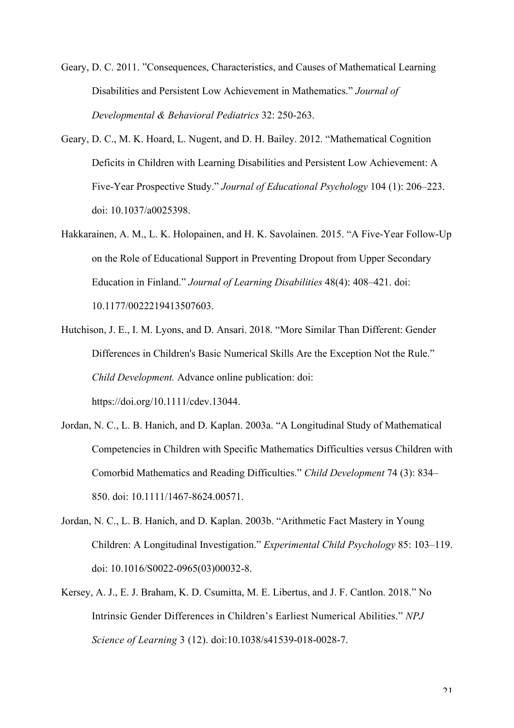Geary, D. C. 2011. "Consequences, Characteristics, and Causes of Mathematical Learning Disabilities and Persistent Low Achievement in Mathematics." *Journal of Developmental & Behavioral Pediatrics* 32: 250-263.

Geary, D. C., M. K. Hoard, L. Nugent, and D. H. Bailey. 2012. "Mathematical Cognition Deficits in Children with Learning Disabilities and Persistent Low Achievement: A Five-Year Prospective Study." *Journal of Educational Psychology* 104 (1): 206–223. doi: 10.1037/a0025398.

Hakkarainen, A. M., L. K. Holopainen, and H. K. Savolainen. 2015. "A Five-Year Follow-Up on the Role of Educational Support in Preventing Dropout from Upper Secondary Education in Finland." *Journal of Learning Disabilities* 48(4): 408–421. doi: 10.1177/0022219413507603.

Hutchison, J. E., I. M. Lyons, and D. Ansari. 2018. "More Similar Than Different: Gender Differences in Children's Basic Numerical Skills Are the Exception Not the Rule." *Child Development.* Advance online publication: doi: https://doi.org/10.1111/cdev.13044.

Jordan, N. C., L. B. Hanich, and D. Kaplan. 2003a. "A Longitudinal Study of Mathematical Competencies in Children with Specific Mathematics Difficulties versus Children with Comorbid Mathematics and Reading Difficulties." *Child Development* 74 (3): 834–850. doi: 10.1111/1467-8624.00571.

Jordan, N. C., L. B. Hanich, and D. Kaplan. 2003b. "Arithmetic Fact Mastery in Young Children: A Longitudinal Investigation." *Experimental Child Psychology* 85: 103–119. doi: 10.1016/S0022-0965(03)00032-8.

Kersey, A. J., E. J. Braham, K. D. Csumitta, M. E. Libertus, and J. F. Cantlon. 2018." No Intrinsic Gender Differences in Children's Earliest Numerical Abilities." *NPJ Science of Learning* 3 (12). doi:10.1038/s41539-018-0028-7.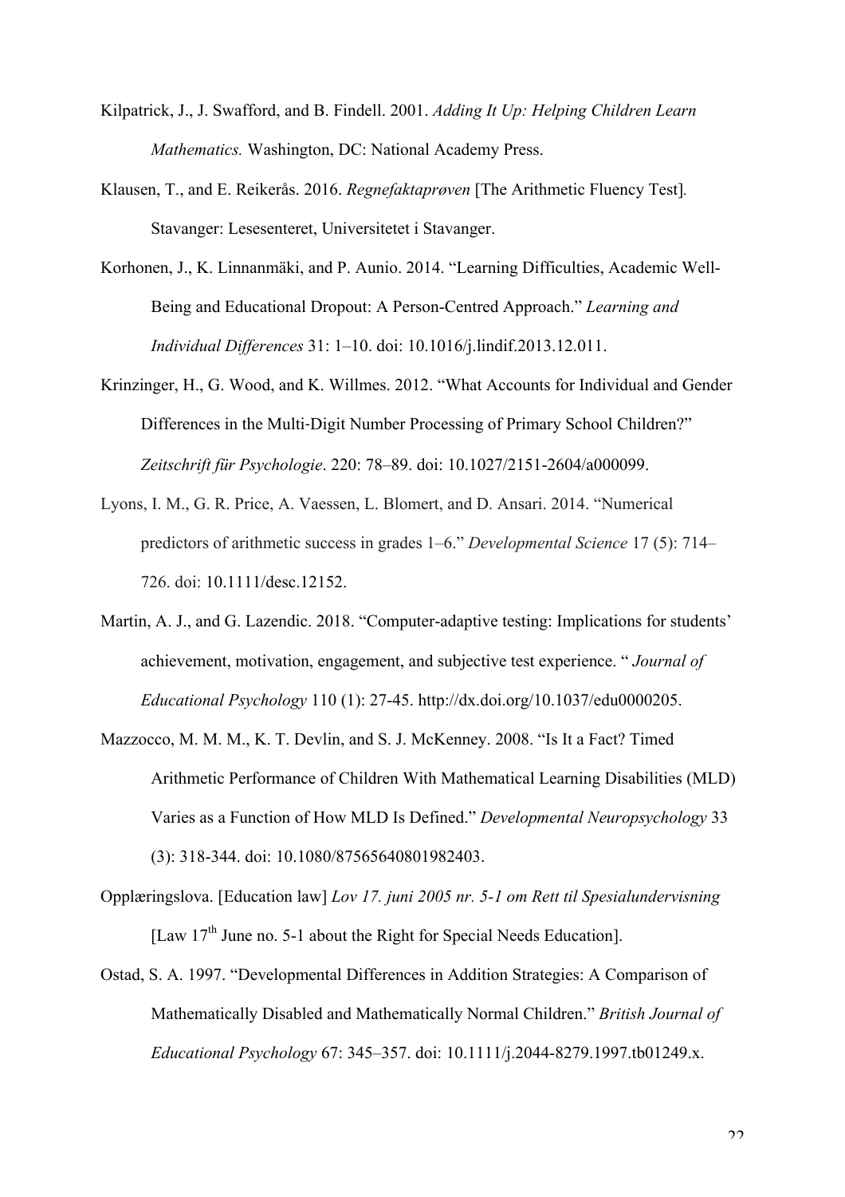Kilpatrick, J., J. Swafford, and B. Findell. 2001. *Adding It Up: Helping Children Learn Mathematics.* Washington, DC: National Academy Press.

Klausen, T., and E. Reikerås. 2016. *Regnefaktaprøven* [The Arithmetic Fluency Test]. Stavanger: Lesesenteret, Universitetet i Stavanger.

Korhonen, J., K. Linnanmäki, and P. Aunio. 2014. "Learning Difficulties, Academic Well-Being and Educational Dropout: A Person-Centred Approach." *Learning and Individual Differences* 31: 1–10. doi: 10.1016/j.lindif.2013.12.011.

Krinzinger, H., G. Wood, and K. Willmes. 2012. "What Accounts for Individual and Gender Differences in the Multi-Digit Number Processing of Primary School Children?" *Zeitschrift für Psychologie*. 220: 78–89. doi: 10.1027/2151-2604/a000099.

Lyons, I. M., G. R. Price, A. Vaessen, L. Blomert, and D. Ansari. 2014. "Numerical predictors of arithmetic success in grades 1–6." *Developmental Science* 17 (5): 714–726. doi: 10.1111/desc.12152.

Martin, A. J., and G. Lazendic. 2018. "Computer-adaptive testing: Implications for students' achievement, motivation, engagement, and subjective test experience. " *Journal of Educational Psychology* 110 (1): 27-45. http://dx.doi.org/10.1037/edu0000205.

Mazzocco, M. M. M., K. T. Devlin, and S. J. McKenney. 2008. "Is It a Fact? Timed Arithmetic Performance of Children With Mathematical Learning Disabilities (MLD) Varies as a Function of How MLD Is Defined." *Developmental Neuropsychology* 33 (3): 318-344. doi: 10.1080/87565640801982403.

Opplæringslova. [Education law] *Lov 17. juni 2005 nr. 5-1 om Rett til Spesialundervisning* [Law 17th June no. 5-1 about the Right for Special Needs Education].

Ostad, S. A. 1997. "Developmental Differences in Addition Strategies: A Comparison of Mathematically Disabled and Mathematically Normal Children." *British Journal of Educational Psychology* 67: 345–357. doi: 10.1111/j.2044-8279.1997.tb01249.x.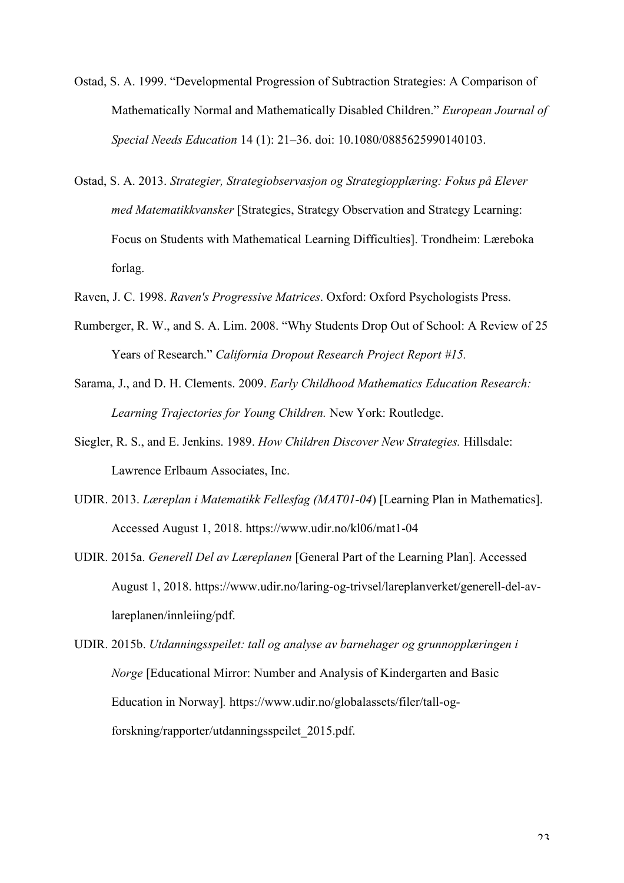Ostad, S. A. 1999. "Developmental Progression of Subtraction Strategies: A Comparison of Mathematically Normal and Mathematically Disabled Children." *European Journal of Special Needs Education* 14 (1): 21–36. doi: 10.1080/0885625990140103.

Ostad, S. A. 2013. *Strategier, Strategiobservasjon og Strategiopplæring: Fokus på Elever med Matematikkvansker* [Strategies, Strategy Observation and Strategy Learning: Focus on Students with Mathematical Learning Difficulties]. Trondheim: Læreboka forlag.

Raven, J. C. 1998. *Raven's Progressive Matrices*. Oxford: Oxford Psychologists Press.

Rumberger, R. W., and S. A. Lim. 2008. "Why Students Drop Out of School: A Review of 25 Years of Research." *California Dropout Research Project Report #15.*

Sarama, J., and D. H. Clements. 2009. *Early Childhood Mathematics Education Research: Learning Trajectories for Young Children.* New York: Routledge.

Siegler, R. S., and E. Jenkins. 1989. *How Children Discover New Strategies.* Hillsdale: Lawrence Erlbaum Associates, Inc.

UDIR. 2013. *Læreplan i Matematikk Fellesfag (MAT01-04*) [Learning Plan in Mathematics]. Accessed August 1, 2018. https://www.udir.no/kl06/mat1-04

UDIR. 2015a. *Generell Del av Læreplanen* [General Part of the Learning Plan]. Accessed August 1, 2018. https://www.udir.no/laring-og-trivsel/lareplanverket/generell-del-av-lareplanen/innleiing/pdf.

UDIR. 2015b. *Utdanningsspeilet: tall og analyse av barnehager og grunnopplæringen i Norge* [Educational Mirror: Number and Analysis of Kindergarten and Basic Education in Norway]. https://www.udir.no/globalassets/filer/tall-og-forskning/rapporter/utdanningsspeilet_2015.pdf.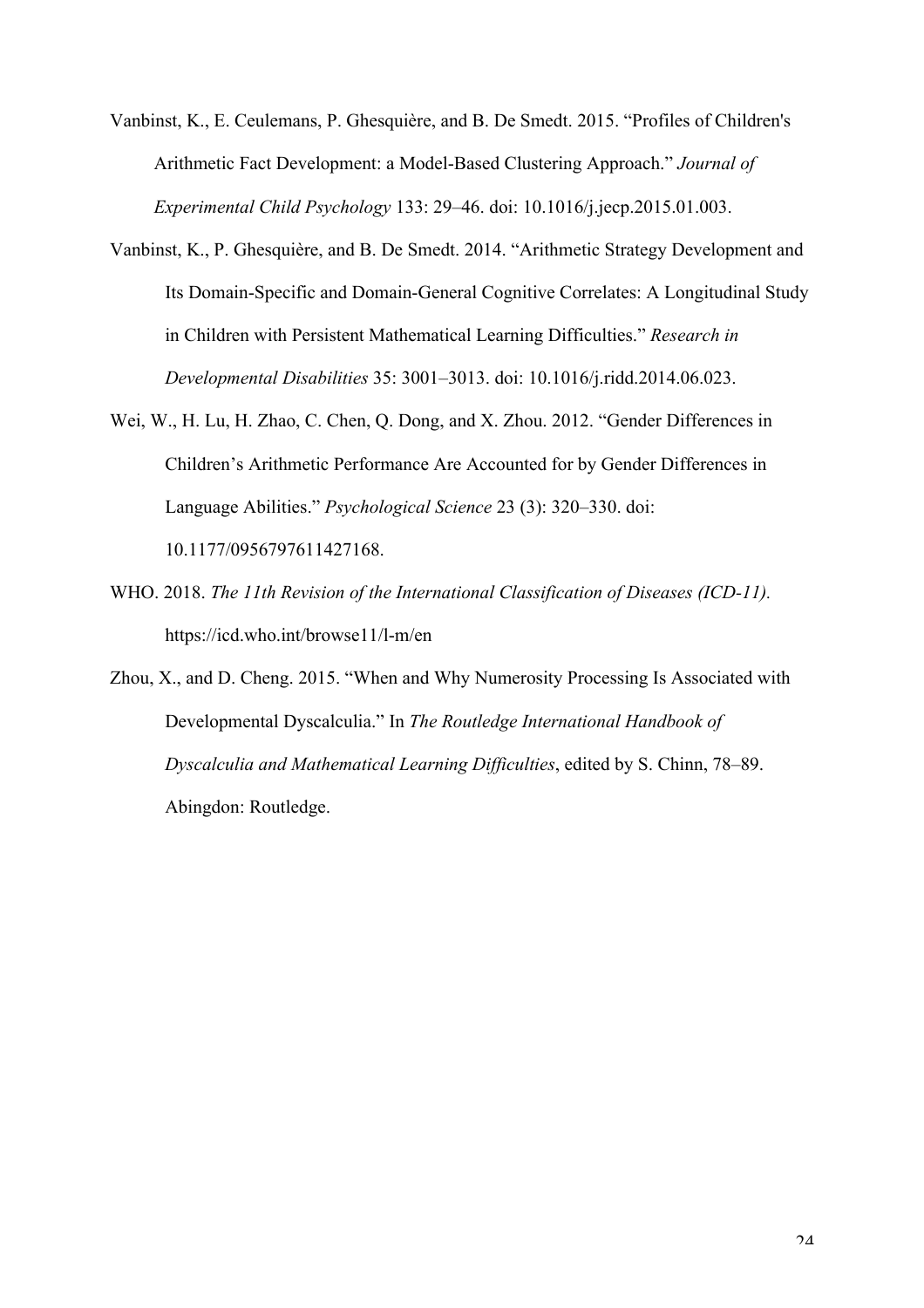Vanbinst, K., E. Ceulemans, P. Ghesquière, and B. De Smedt. 2015. "Profiles of Children's Arithmetic Fact Development: a Model-Based Clustering Approach." *Journal of Experimental Child Psychology* 133: 29–46. doi: 10.1016/j.jecp.2015.01.003.

Vanbinst, K., P. Ghesquière, and B. De Smedt. 2014. "Arithmetic Strategy Development and Its Domain-Specific and Domain-General Cognitive Correlates: A Longitudinal Study in Children with Persistent Mathematical Learning Difficulties." *Research in Developmental Disabilities* 35: 3001–3013. doi: 10.1016/j.ridd.2014.06.023.

Wei, W., H. Lu, H. Zhao, C. Chen, Q. Dong, and X. Zhou. 2012. "Gender Differences in Children's Arithmetic Performance Are Accounted for by Gender Differences in Language Abilities." *Psychological Science* 23 (3): 320–330. doi: 10.1177/0956797611427168.

WHO. 2018. *The 11th Revision of the International Classification of Diseases (ICD-11).* https://icd.who.int/browse11/l-m/en

Zhou, X., and D. Cheng. 2015. "When and Why Numerosity Processing Is Associated with Developmental Dyscalculia." In *The Routledge International Handbook of Dyscalculia and Mathematical Learning Difficulties*, edited by S. Chinn, 78–89. Abingdon: Routledge.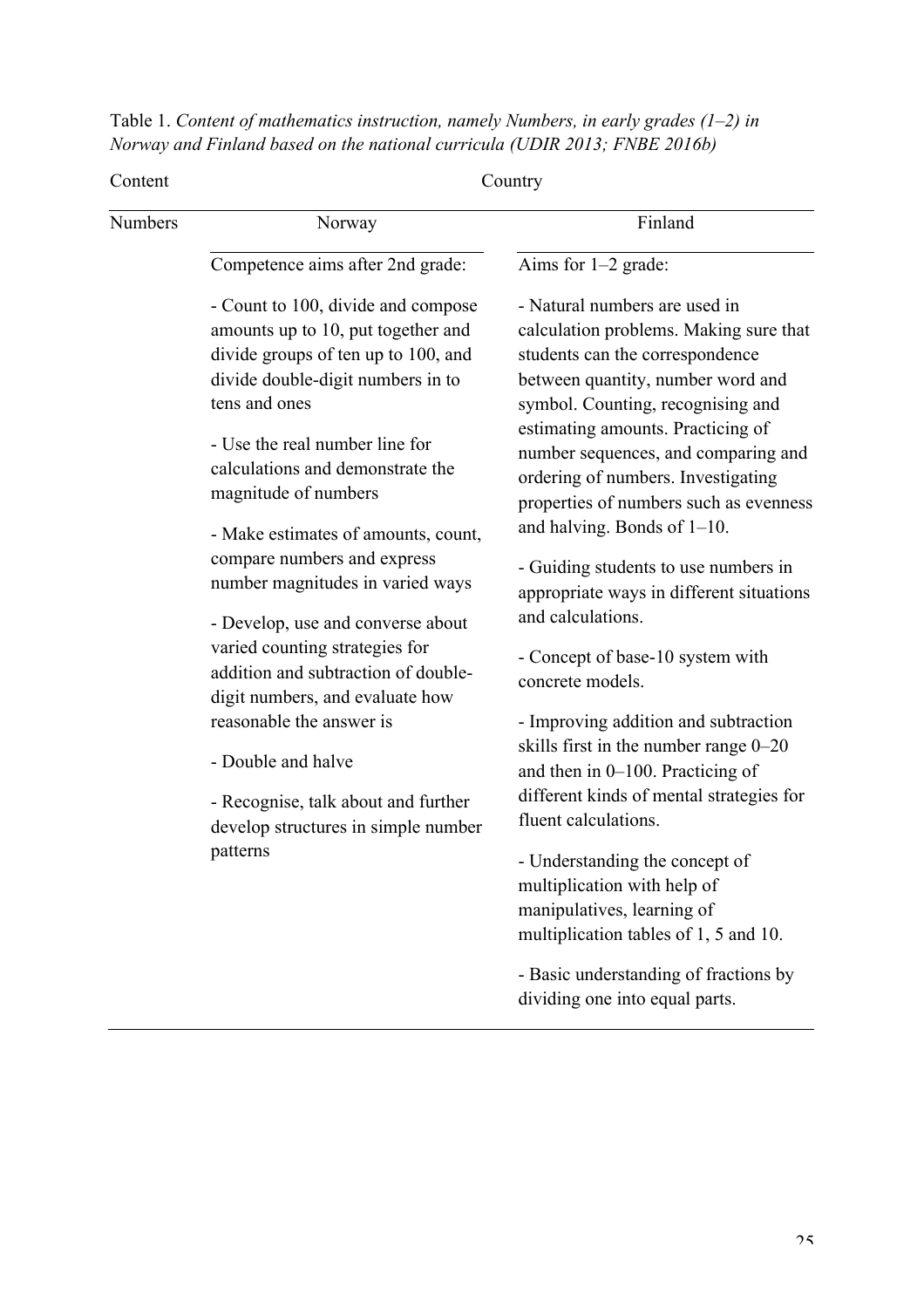Table 1. *Content of mathematics instruction, namely Numbers, in early grades (1–2) in Norway and Finland based on the national curricula (UDIR 2013; FNBE 2016b)*

| Content | Country | |
|---|---|---|
| Numbers | Norway | Finland |
| | Competence aims after 2nd grade: | Aims for 1–2 grade: |
| | - Count to 100, divide and compose amounts up to 10, put together and divide groups of ten up to 100, and divide double-digit numbers in to tens and ones<br><br>- Use the real number line for calculations and demonstrate the magnitude of numbers<br><br>- Make estimates of amounts, count, compare numbers and express number magnitudes in varied ways<br><br>- Develop, use and converse about varied counting strategies for addition and subtraction of double-digit numbers, and evaluate how reasonable the answer is<br><br>- Double and halve<br><br>- Recognise, talk about and further develop structures in simple number patterns | - Natural numbers are used in calculation problems. Making sure that students can the correspondence between quantity, number word and symbol. Counting, recognising and estimating amounts. Practicing of number sequences, and comparing and ordering of numbers. Investigating properties of numbers such as evenness and halving. Bonds of 1–10.<br><br>- Guiding students to use numbers in appropriate ways in different situations and calculations.<br><br>- Concept of base-10 system with concrete models.<br><br>- Improving addition and subtraction skills first in the number range 0–20 and then in 0–100. Practicing of different kinds of mental strategies for fluent calculations.<br><br>- Understanding the concept of multiplication with help of manipulatives, learning of multiplication tables of 1, 5 and 10.<br><br>- Basic understanding of fractions by dividing one into equal parts. |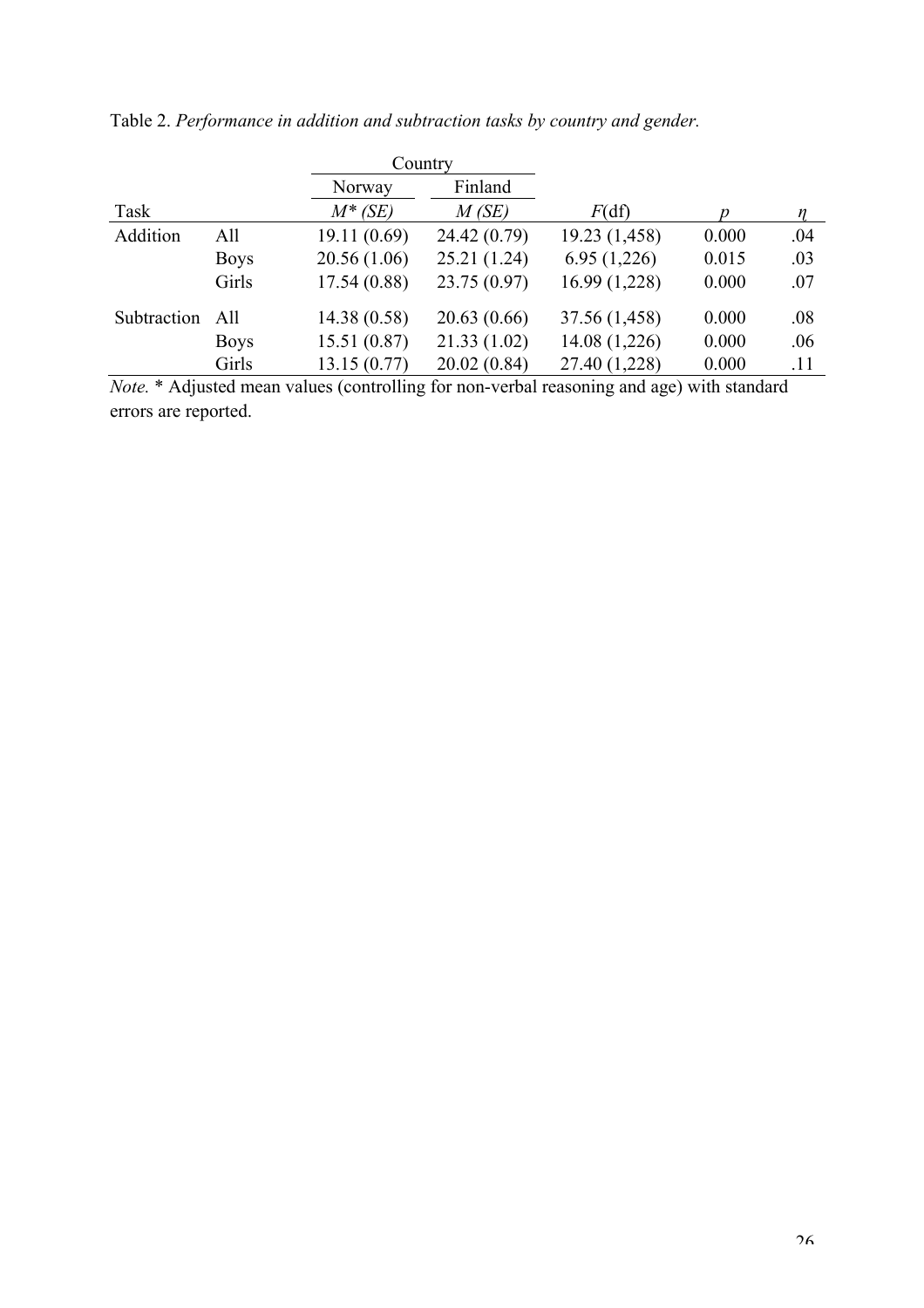Table 2. *Performance in addition and subtraction tasks by country and gender.*

| | | Country | | | | |
|---|---|---|---|---|---|---|
| | | Norway | Finland | | | |
| Task | | *M\* (SE)* | *M (SE)* | *F*(df) | *p* | *η* |
| Addition | All | 19.11 (0.69) | 24.42 (0.79) | 19.23 (1,458) | 0.000 | .04 |
| | Boys | 20.56 (1.06) | 25.21 (1.24) | 6.95 (1,226) | 0.015 | .03 |
| | Girls | 17.54 (0.88) | 23.75 (0.97) | 16.99 (1,228) | 0.000 | .07 |
| Subtraction | All | 14.38 (0.58) | 20.63 (0.66) | 37.56 (1,458) | 0.000 | .08 |
| | Boys | 15.51 (0.87) | 21.33 (1.02) | 14.08 (1,226) | 0.000 | .06 |
| | Girls | 13.15 (0.77) | 20.02 (0.84) | 27.40 (1,228) | 0.000 | .11 |

*Note.* * Adjusted mean values (controlling for non-verbal reasoning and age) with standard errors are reported.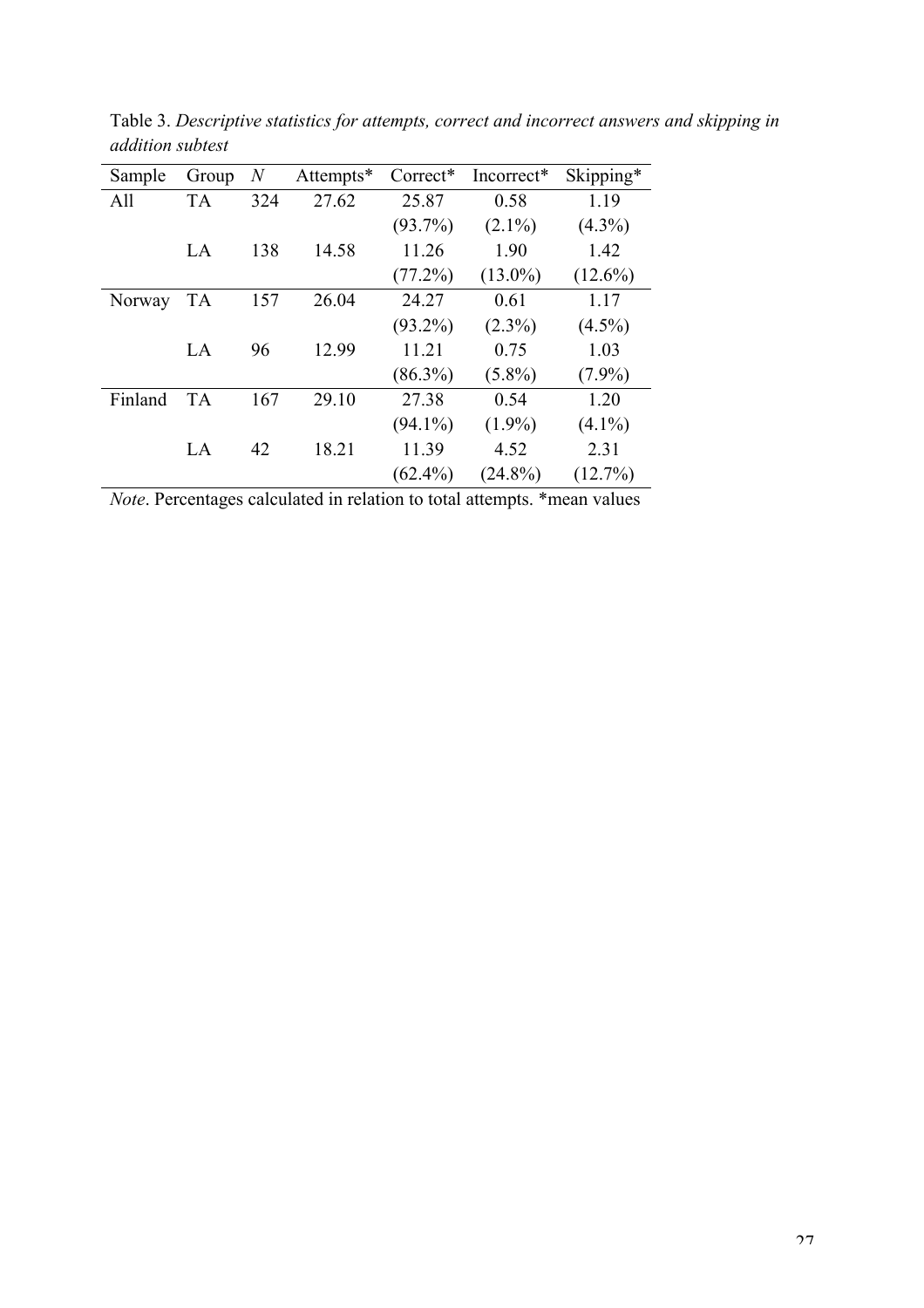Table 3. *Descriptive statistics for attempts, correct and incorrect answers and skipping in addition subtest*

| Sample | Group | *N* | Attempts* | Correct* | Incorrect* | Skipping* |
|---|---|---|---|---|---|---|
| All | TA | 324 | 27.62 | 25.87 | 0.58 | 1.19 |
| | | | | (93.7%) | (2.1%) | (4.3%) |
| | LA | 138 | 14.58 | 11.26 | 1.90 | 1.42 |
| | | | | (77.2%) | (13.0%) | (12.6%) |
| Norway | TA | 157 | 26.04 | 24.27 | 0.61 | 1.17 |
| | | | | (93.2%) | (2.3%) | (4.5%) |
| | LA | 96 | 12.99 | 11.21 | 0.75 | 1.03 |
| | | | | (86.3%) | (5.8%) | (7.9%) |
| Finland | TA | 167 | 29.10 | 27.38 | 0.54 | 1.20 |
| | | | | (94.1%) | (1.9%) | (4.1%) |
| | LA | 42 | 18.21 | 11.39 | 4.52 | 2.31 |
| | | | | (62.4%) | (24.8%) | (12.7%) |

*Note*. Percentages calculated in relation to total attempts. *mean values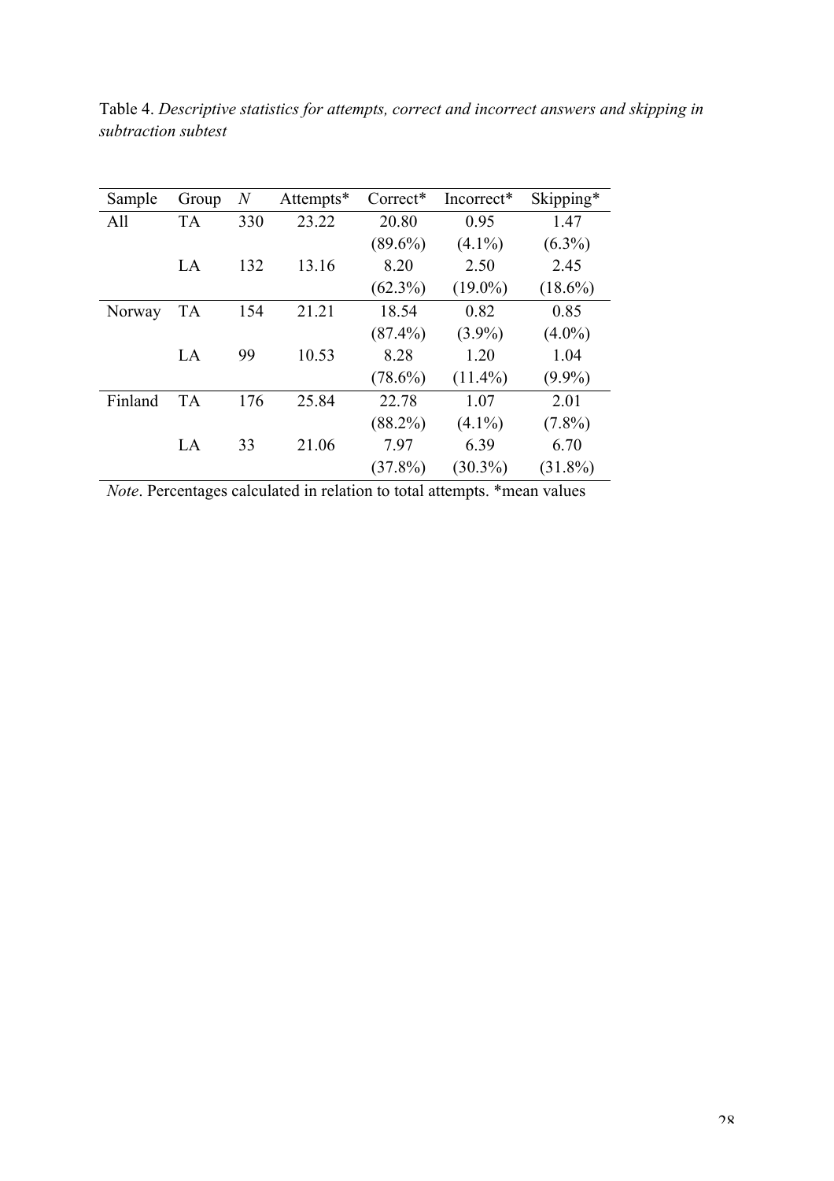Table 4. *Descriptive statistics for attempts, correct and incorrect answers and skipping in subtraction subtest*

| Sample | Group | *N* | Attempts* | Correct* | Incorrect* | Skipping* |
|---|---|---|---|---|---|---|
| All | TA | 330 | 23.22 | 20.80 | 0.95 | 1.47 |
| | | | | (89.6%) | (4.1%) | (6.3%) |
| | LA | 132 | 13.16 | 8.20 | 2.50 | 2.45 |
| | | | | (62.3%) | (19.0%) | (18.6%) |
| Norway | TA | 154 | 21.21 | 18.54 | 0.82 | 0.85 |
| | | | | (87.4%) | (3.9%) | (4.0%) |
| | LA | 99 | 10.53 | 8.28 | 1.20 | 1.04 |
| | | | | (78.6%) | (11.4%) | (9.9%) |
| Finland | TA | 176 | 25.84 | 22.78 | 1.07 | 2.01 |
| | | | | (88.2%) | (4.1%) | (7.8%) |
| | LA | 33 | 21.06 | 7.97 | 6.39 | 6.70 |
| | | | | (37.8%) | (30.3%) | (31.8%) |

*Note*. Percentages calculated in relation to total attempts. *mean values